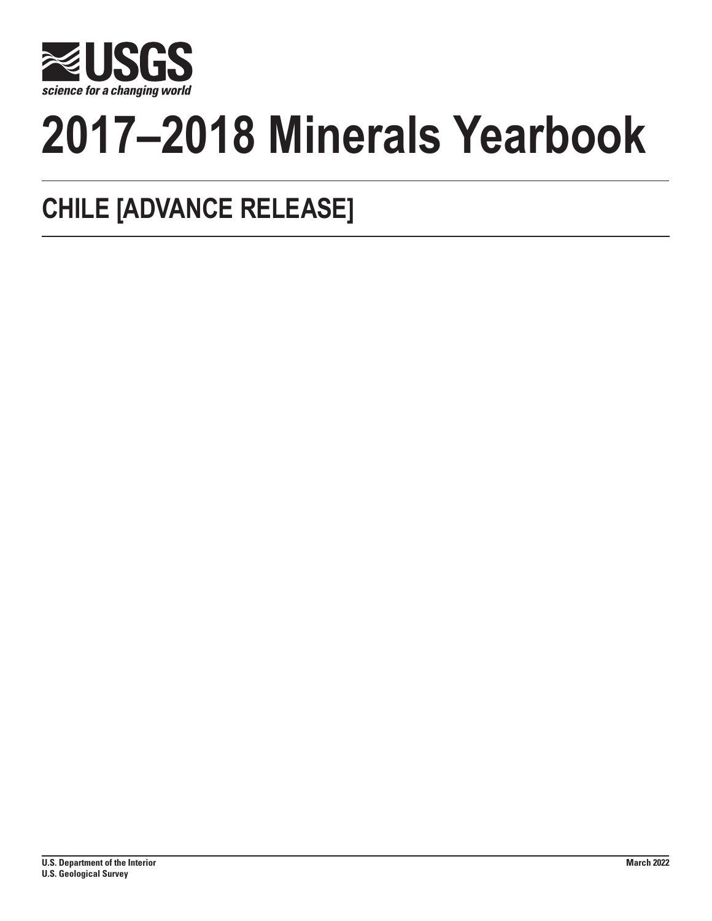USGS

science for a changing world

# 2017–2018 Minerals Yearbook

## CHILE [ADVANCE RELEASE]

U.S. Department of the Interior
U.S. Geological Survey

March 2022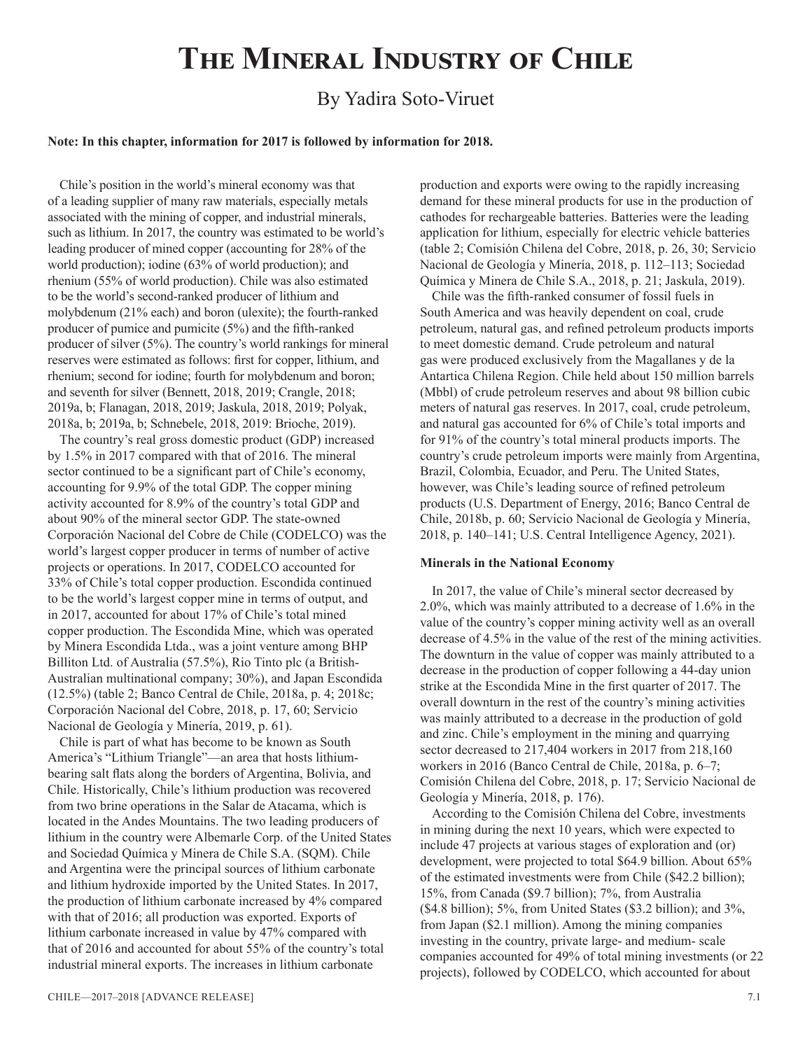# The Mineral Industry of Chile

By Yadira Soto-Viruet

**Note: In this chapter, information for 2017 is followed by information for 2018.**

Chile's position in the world's mineral economy was that of a leading supplier of many raw materials, especially metals associated with the mining of copper, and industrial minerals, such as lithium. In 2017, the country was estimated to be world's leading producer of mined copper (accounting for 28% of the world production); iodine (63% of world production); and rhenium (55% of world production). Chile was also estimated to be the world's second-ranked producer of lithium and molybdenum (21% each) and boron (ulexite); the fourth-ranked producer of pumice and pumicite (5%) and the fifth-ranked producer of silver (5%). The country's world rankings for mineral reserves were estimated as follows: first for copper, lithium, and rhenium; second for iodine; fourth for molybdenum and boron; and seventh for silver (Bennett, 2018, 2019; Crangle, 2018; 2019a, b; Flanagan, 2018, 2019; Jaskula, 2018, 2019; Polyak, 2018a, b; 2019a, b; Schnebele, 2018, 2019: Brioche, 2019).

The country's real gross domestic product (GDP) increased by 1.5% in 2017 compared with that of 2016. The mineral sector continued to be a significant part of Chile's economy, accounting for 9.9% of the total GDP. The copper mining activity accounted for 8.9% of the country's total GDP and about 90% of the mineral sector GDP. The state-owned Corporación Nacional del Cobre de Chile (CODELCO) was the world's largest copper producer in terms of number of active projects or operations. In 2017, CODELCO accounted for 33% of Chile's total copper production. Escondida continued to be the world's largest copper mine in terms of output, and in 2017, accounted for about 17% of Chile's total mined copper production. The Escondida Mine, which was operated by Minera Escondida Ltda., was a joint venture among BHP Billiton Ltd. of Australia (57.5%), Rio Tinto plc (a British-Australian multinational company; 30%), and Japan Escondida (12.5%) (table 2; Banco Central de Chile, 2018a, p. 4; 2018c; Corporación Nacional del Cobre, 2018, p. 17, 60; Servicio Nacional de Geología y Minería, 2019, p. 61).

Chile is part of what has become to be known as South America's "Lithium Triangle"—an area that hosts lithium-bearing salt flats along the borders of Argentina, Bolivia, and Chile. Historically, Chile's lithium production was recovered from two brine operations in the Salar de Atacama, which is located in the Andes Mountains. The two leading producers of lithium in the country were Albemarle Corp. of the United States and Sociedad Química y Minera de Chile S.A. (SQM). Chile and Argentina were the principal sources of lithium carbonate and lithium hydroxide imported by the United States. In 2017, the production of lithium carbonate increased by 4% compared with that of 2016; all production was exported. Exports of lithium carbonate increased in value by 47% compared with that of 2016 and accounted for about 55% of the country's total industrial mineral exports. The increases in lithium carbonate production and exports were owing to the rapidly increasing demand for these mineral products for use in the production of cathodes for rechargeable batteries. Batteries were the leading application for lithium, especially for electric vehicle batteries (table 2; Comisión Chilena del Cobre, 2018, p. 26, 30; Servicio Nacional de Geología y Minería, 2018, p. 112–113; Sociedad Química y Minera de Chile S.A., 2018, p. 21; Jaskula, 2019).

Chile was the fifth-ranked consumer of fossil fuels in South America and was heavily dependent on coal, crude petroleum, natural gas, and refined petroleum products imports to meet domestic demand. Crude petroleum and natural gas were produced exclusively from the Magallanes y de la Antartica Chilena Region. Chile held about 150 million barrels (Mbbl) of crude petroleum reserves and about 98 billion cubic meters of natural gas reserves. In 2017, coal, crude petroleum, and natural gas accounted for 6% of Chile's total imports and for 91% of the country's total mineral products imports. The country's crude petroleum imports were mainly from Argentina, Brazil, Colombia, Ecuador, and Peru. The United States, however, was Chile's leading source of refined petroleum products (U.S. Department of Energy, 2016; Banco Central de Chile, 2018b, p. 60; Servicio Nacional de Geología y Minería, 2018, p. 140–141; U.S. Central Intelligence Agency, 2021).

### Minerals in the National Economy

In 2017, the value of Chile's mineral sector decreased by 2.0%, which was mainly attributed to a decrease of 1.6% in the value of the country's copper mining activity well as an overall decrease of 4.5% in the value of the rest of the mining activities. The downturn in the value of copper was mainly attributed to a decrease in the production of copper following a 44-day union strike at the Escondida Mine in the first quarter of 2017. The overall downturn in the rest of the country's mining activities was mainly attributed to a decrease in the production of gold and zinc. Chile's employment in the mining and quarrying sector decreased to 217,404 workers in 2017 from 218,160 workers in 2016 (Banco Central de Chile, 2018a, p. 6–7; Comisión Chilena del Cobre, 2018, p. 17; Servicio Nacional de Geología y Minería, 2018, p. 176).

According to the Comisión Chilena del Cobre, investments in mining during the next 10 years, which were expected to include 47 projects at various stages of exploration and (or) development, were projected to total $64.9 billion. About 65% of the estimated investments were from Chile ($42.2 billion); 15%, from Canada ($9.7 billion); 7%, from Australia ($4.8 billion); 5%, from United States ($3.2 billion); and 3%, from Japan ($2.1 million). Among the mining companies investing in the country, private large- and medium- scale companies accounted for 49% of total mining investments (or 22 projects), followed by CODELCO, which accounted for about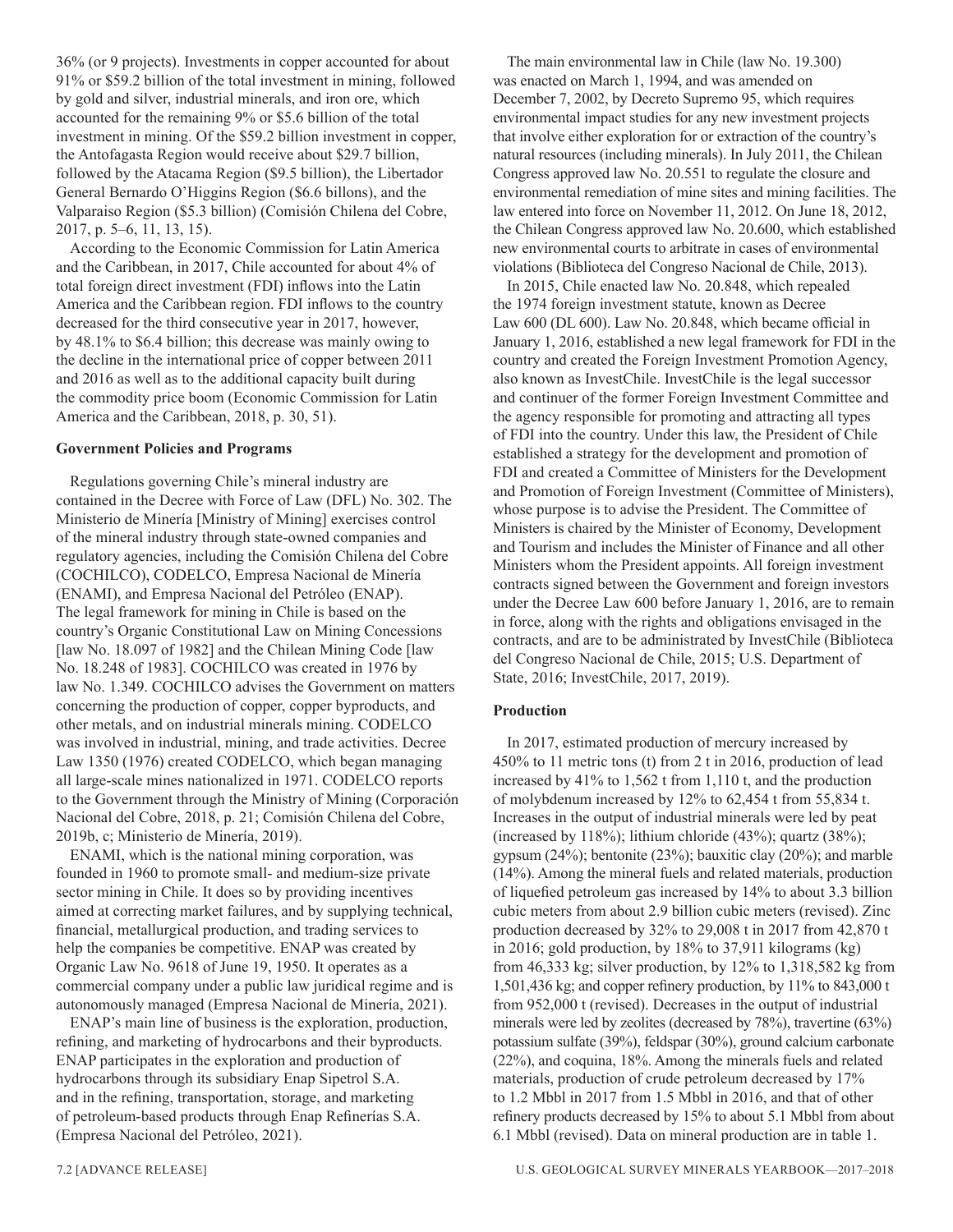36% (or 9 projects). Investments in copper accounted for about 91% or $59.2 billion of the total investment in mining, followed by gold and silver, industrial minerals, and iron ore, which accounted for the remaining 9% or $5.6 billion of the total investment in mining. Of the $59.2 billion investment in copper, the Antofagasta Region would receive about $29.7 billion, followed by the Atacama Region ($9.5 billion), the Libertador General Bernardo O'Higgins Region ($6.6 billons), and the Valparaiso Region ($5.3 billion) (Comisión Chilena del Cobre, 2017, p. 5–6, 11, 13, 15).

According to the Economic Commission for Latin America and the Caribbean, in 2017, Chile accounted for about 4% of total foreign direct investment (FDI) inflows into the Latin America and the Caribbean region. FDI inflows to the country decreased for the third consecutive year in 2017, however, by 48.1% to $6.4 billion; this decrease was mainly owing to the decline in the international price of copper between 2011 and 2016 as well as to the additional capacity built during the commodity price boom (Economic Commission for Latin America and the Caribbean, 2018, p. 30, 51).

**Government Policies and Programs**

Regulations governing Chile's mineral industry are contained in the Decree with Force of Law (DFL) No. 302. The Ministerio de Minería [Ministry of Mining] exercises control of the mineral industry through state-owned companies and regulatory agencies, including the Comisión Chilena del Cobre (COCHILCO), CODELCO, Empresa Nacional de Minería (ENAMI), and Empresa Nacional del Petróleo (ENAP). The legal framework for mining in Chile is based on the country's Organic Constitutional Law on Mining Concessions [law No. 18.097 of 1982] and the Chilean Mining Code [law No. 18.248 of 1983]. COCHILCO was created in 1976 by law No. 1.349. COCHILCO advises the Government on matters concerning the production of copper, copper byproducts, and other metals, and on industrial minerals mining. CODELCO was involved in industrial, mining, and trade activities. Decree Law 1350 (1976) created CODELCO, which began managing all large-scale mines nationalized in 1971. CODELCO reports to the Government through the Ministry of Mining (Corporación Nacional del Cobre, 2018, p. 21; Comisión Chilena del Cobre, 2019b, c; Ministerio de Minería, 2019).

ENAMI, which is the national mining corporation, was founded in 1960 to promote small- and medium-size private sector mining in Chile. It does so by providing incentives aimed at correcting market failures, and by supplying technical, financial, metallurgical production, and trading services to help the companies be competitive. ENAP was created by Organic Law No. 9618 of June 19, 1950. It operates as a commercial company under a public law juridical regime and is autonomously managed (Empresa Nacional de Minería, 2021).

ENAP's main line of business is the exploration, production, refining, and marketing of hydrocarbons and their byproducts. ENAP participates in the exploration and production of hydrocarbons through its subsidiary Enap Sipetrol S.A. and in the refining, transportation, storage, and marketing of petroleum-based products through Enap Refinerías S.A. (Empresa Nacional del Petróleo, 2021).

The main environmental law in Chile (law No. 19.300) was enacted on March 1, 1994, and was amended on December 7, 2002, by Decreto Supremo 95, which requires environmental impact studies for any new investment projects that involve either exploration for or extraction of the country's natural resources (including minerals). In July 2011, the Chilean Congress approved law No. 20.551 to regulate the closure and environmental remediation of mine sites and mining facilities. The law entered into force on November 11, 2012. On June 18, 2012, the Chilean Congress approved law No. 20.600, which established new environmental courts to arbitrate in cases of environmental violations (Biblioteca del Congreso Nacional de Chile, 2013).

In 2015, Chile enacted law No. 20.848, which repealed the 1974 foreign investment statute, known as Decree Law 600 (DL 600). Law No. 20.848, which became official in January 1, 2016, established a new legal framework for FDI in the country and created the Foreign Investment Promotion Agency, also known as InvestChile. InvestChile is the legal successor and continuer of the former Foreign Investment Committee and the agency responsible for promoting and attracting all types of FDI into the country. Under this law, the President of Chile established a strategy for the development and promotion of FDI and created a Committee of Ministers for the Development and Promotion of Foreign Investment (Committee of Ministers), whose purpose is to advise the President. The Committee of Ministers is chaired by the Minister of Economy, Development and Tourism and includes the Minister of Finance and all other Ministers whom the President appoints. All foreign investment contracts signed between the Government and foreign investors under the Decree Law 600 before January 1, 2016, are to remain in force, along with the rights and obligations envisaged in the contracts, and are to be administrated by InvestChile (Biblioteca del Congreso Nacional de Chile, 2015; U.S. Department of State, 2016; InvestChile, 2017, 2019).

**Production**

In 2017, estimated production of mercury increased by 450% to 11 metric tons (t) from 2 t in 2016, production of lead increased by 41% to 1,562 t from 1,110 t, and the production of molybdenum increased by 12% to 62,454 t from 55,834 t. Increases in the output of industrial minerals were led by peat (increased by 118%); lithium chloride (43%); quartz (38%); gypsum (24%); bentonite (23%); bauxitic clay (20%); and marble (14%). Among the mineral fuels and related materials, production of liquefied petroleum gas increased by 14% to about 3.3 billion cubic meters from about 2.9 billion cubic meters (revised). Zinc production decreased by 32% to 29,008 t in 2017 from 42,870 t in 2016; gold production, by 18% to 37,911 kilograms (kg) from 46,333 kg; silver production, by 12% to 1,318,582 kg from 1,501,436 kg; and copper refinery production, by 11% to 843,000 t from 952,000 t (revised). Decreases in the output of industrial minerals were led by zeolites (decreased by 78%), travertine (63%) potassium sulfate (39%), feldspar (30%), ground calcium carbonate (22%), and coquina, 18%. Among the minerals fuels and related materials, production of crude petroleum decreased by 17% to 1.2 Mbbl in 2017 from 1.5 Mbbl in 2016, and that of other refinery products decreased by 15% to about 5.1 Mbbl from about 6.1 Mbbl (revised). Data on mineral production are in table 1.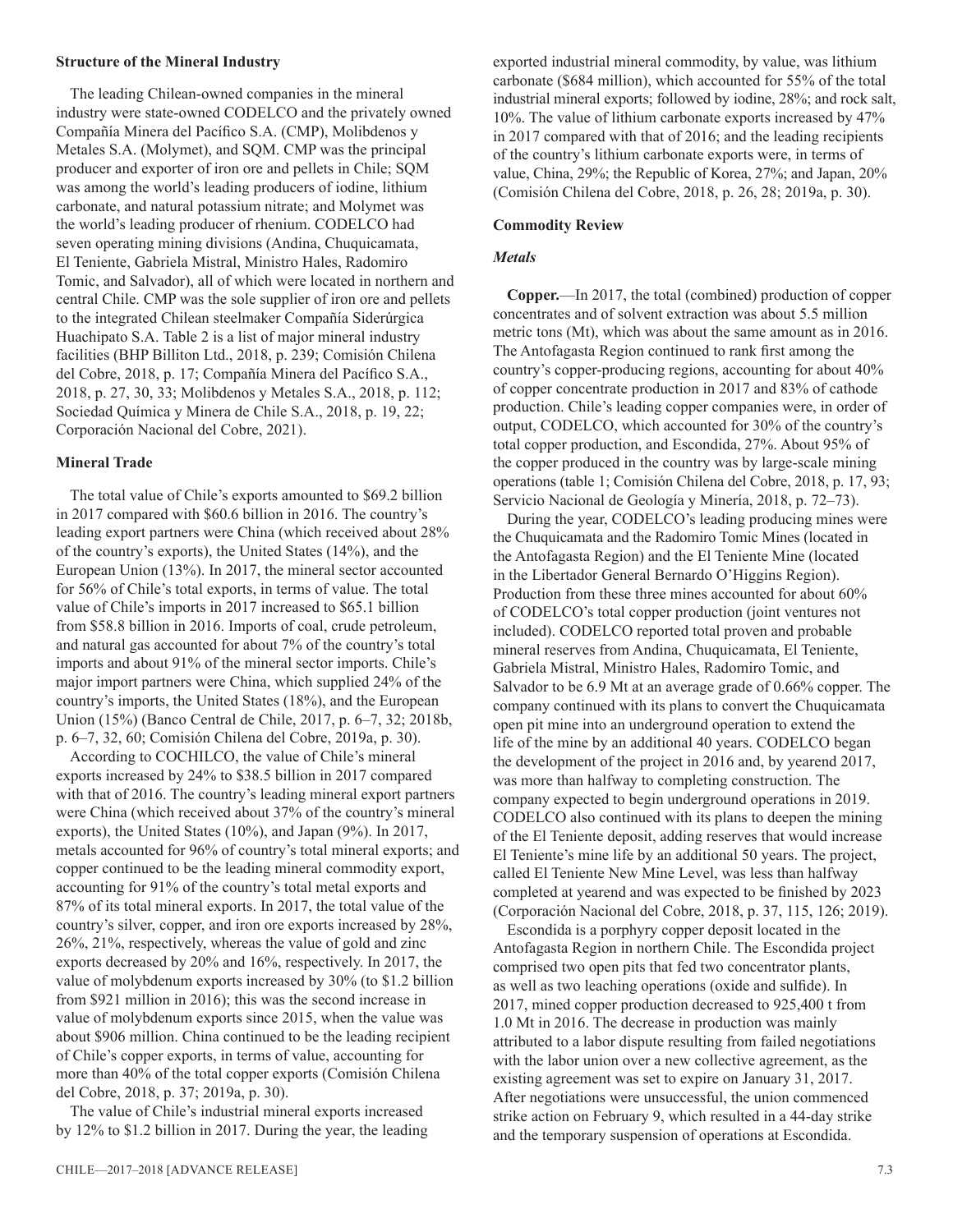### Structure of the Mineral Industry

The leading Chilean-owned companies in the mineral industry were state-owned CODELCO and the privately owned Compañía Minera del Pacífico S.A. (CMP), Molibdenos y Metales S.A. (Molymet), and SQM. CMP was the principal producer and exporter of iron ore and pellets in Chile; SQM was among the world's leading producers of iodine, lithium carbonate, and natural potassium nitrate; and Molymet was the world's leading producer of rhenium. CODELCO had seven operating mining divisions (Andina, Chuquicamata, El Teniente, Gabriela Mistral, Ministro Hales, Radomiro Tomic, and Salvador), all of which were located in northern and central Chile. CMP was the sole supplier of iron ore and pellets to the integrated Chilean steelmaker Compañía Siderúrgica Huachipato S.A. Table 2 is a list of major mineral industry facilities (BHP Billiton Ltd., 2018, p. 239; Comisión Chilena del Cobre, 2018, p. 17; Compañía Minera del Pacífico S.A., 2018, p. 27, 30, 33; Molibdenos y Metales S.A., 2018, p. 112; Sociedad Química y Minera de Chile S.A., 2018, p. 19, 22; Corporación Nacional del Cobre, 2021).

### Mineral Trade

The total value of Chile's exports amounted to $69.2 billion in 2017 compared with $60.6 billion in 2016. The country's leading export partners were China (which received about 28% of the country's exports), the United States (14%), and the European Union (13%). In 2017, the mineral sector accounted for 56% of Chile's total exports, in terms of value. The total value of Chile's imports in 2017 increased to $65.1 billion from $58.8 billion in 2016. Imports of coal, crude petroleum, and natural gas accounted for about 7% of the country's total imports and about 91% of the mineral sector imports. Chile's major import partners were China, which supplied 24% of the country's imports, the United States (18%), and the European Union (15%) (Banco Central de Chile, 2017, p. 6–7, 32; 2018b, p. 6–7, 32, 60; Comisión Chilena del Cobre, 2019a, p. 30).

According to COCHILCO, the value of Chile's mineral exports increased by 24% to $38.5 billion in 2017 compared with that of 2016. The country's leading mineral export partners were China (which received about 37% of the country's mineral exports), the United States (10%), and Japan (9%). In 2017, metals accounted for 96% of country's total mineral exports; and copper continued to be the leading mineral commodity export, accounting for 91% of the country's total metal exports and 87% of its total mineral exports. In 2017, the total value of the country's silver, copper, and iron ore exports increased by 28%, 26%, 21%, respectively, whereas the value of gold and zinc exports decreased by 20% and 16%, respectively. In 2017, the value of molybdenum exports increased by 30% (to $1.2 billion from $921 million in 2016); this was the second increase in value of molybdenum exports since 2015, when the value was about $906 million. China continued to be the leading recipient of Chile's copper exports, in terms of value, accounting for more than 40% of the total copper exports (Comisión Chilena del Cobre, 2018, p. 37; 2019a, p. 30).

The value of Chile's industrial mineral exports increased by 12% to $1.2 billion in 2017. During the year, the leading exported industrial mineral commodity, by value, was lithium carbonate ($684 million), which accounted for 55% of the total industrial mineral exports; followed by iodine, 28%; and rock salt, 10%. The value of lithium carbonate exports increased by 47% in 2017 compared with that of 2016; and the leading recipients of the country's lithium carbonate exports were, in terms of value, China, 29%; the Republic of Korea, 27%; and Japan, 20% (Comisión Chilena del Cobre, 2018, p. 26, 28; 2019a, p. 30).

### Commodity Review

#### *Metals*

**Copper.**—In 2017, the total (combined) production of copper concentrates and of solvent extraction was about 5.5 million metric tons (Mt), which was about the same amount as in 2016. The Antofagasta Region continued to rank first among the country's copper-producing regions, accounting for about 40% of copper concentrate production in 2017 and 83% of cathode production. Chile's leading copper companies were, in order of output, CODELCO, which accounted for 30% of the country's total copper production, and Escondida, 27%. About 95% of the copper produced in the country was by large-scale mining operations (table 1; Comisión Chilena del Cobre, 2018, p. 17, 93; Servicio Nacional de Geología y Minería, 2018, p. 72–73).

During the year, CODELCO's leading producing mines were the Chuquicamata and the Radomiro Tomic Mines (located in the Antofagasta Region) and the El Teniente Mine (located in the Libertador General Bernardo O'Higgins Region). Production from these three mines accounted for about 60% of CODELCO's total copper production (joint ventures not included). CODELCO reported total proven and probable mineral reserves from Andina, Chuquicamata, El Teniente, Gabriela Mistral, Ministro Hales, Radomiro Tomic, and Salvador to be 6.9 Mt at an average grade of 0.66% copper. The company continued with its plans to convert the Chuquicamata open pit mine into an underground operation to extend the life of the mine by an additional 40 years. CODELCO began the development of the project in 2016 and, by yearend 2017, was more than halfway to completing construction. The company expected to begin underground operations in 2019. CODELCO also continued with its plans to deepen the mining of the El Teniente deposit, adding reserves that would increase El Teniente's mine life by an additional 50 years. The project, called El Teniente New Mine Level, was less than halfway completed at yearend and was expected to be finished by 2023 (Corporación Nacional del Cobre, 2018, p. 37, 115, 126; 2019).

Escondida is a porphyry copper deposit located in the Antofagasta Region in northern Chile. The Escondida project comprised two open pits that fed two concentrator plants, as well as two leaching operations (oxide and sulfide). In 2017, mined copper production decreased to 925,400 t from 1.0 Mt in 2016. The decrease in production was mainly attributed to a labor dispute resulting from failed negotiations with the labor union over a new collective agreement, as the existing agreement was set to expire on January 31, 2017. After negotiations were unsuccessful, the union commenced strike action on February 9, which resulted in a 44-day strike and the temporary suspension of operations at Escondida.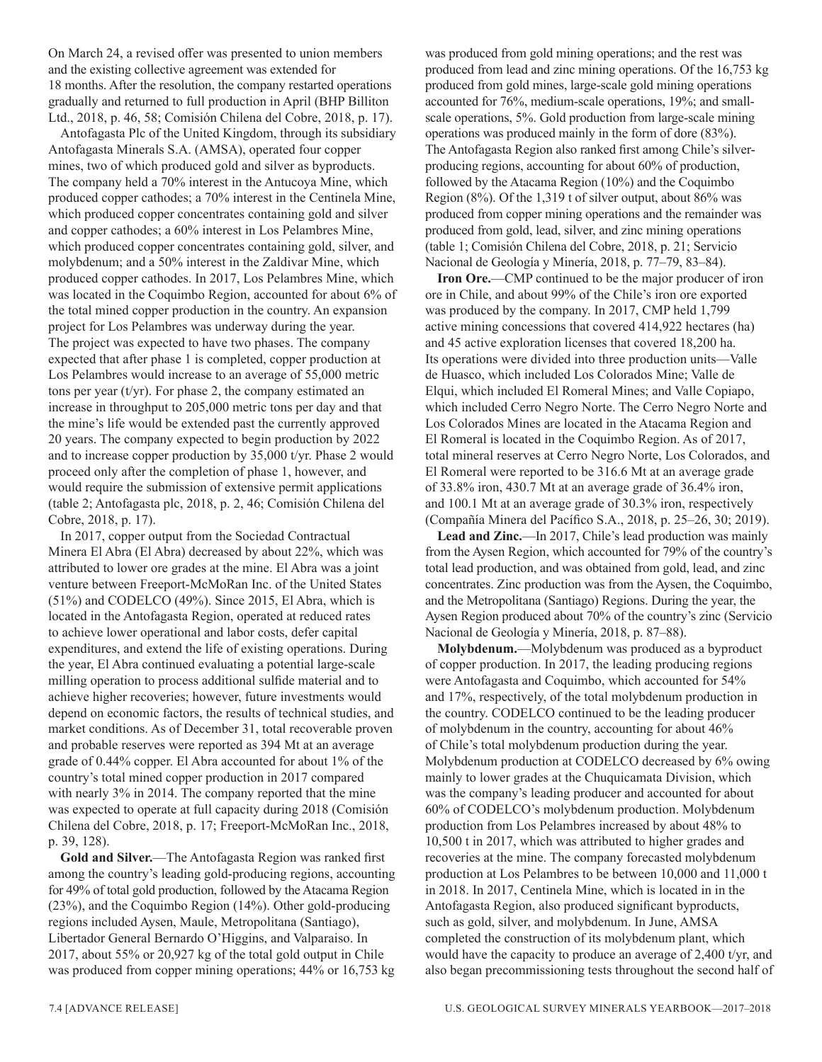On March 24, a revised offer was presented to union members and the existing collective agreement was extended for 18 months. After the resolution, the company restarted operations gradually and returned to full production in April (BHP Billiton Ltd., 2018, p. 46, 58; Comisión Chilena del Cobre, 2018, p. 17).

Antofagasta Plc of the United Kingdom, through its subsidiary Antofagasta Minerals S.A. (AMSA), operated four copper mines, two of which produced gold and silver as byproducts. The company held a 70% interest in the Antucoya Mine, which produced copper cathodes; a 70% interest in the Centinela Mine, which produced copper concentrates containing gold and silver and copper cathodes; a 60% interest in Los Pelambres Mine, which produced copper concentrates containing gold, silver, and molybdenum; and a 50% interest in the Zaldivar Mine, which produced copper cathodes. In 2017, Los Pelambres Mine, which was located in the Coquimbo Region, accounted for about 6% of the total mined copper production in the country. An expansion project for Los Pelambres was underway during the year. The project was expected to have two phases. The company expected that after phase 1 is completed, copper production at Los Pelambres would increase to an average of 55,000 metric tons per year (t/yr). For phase 2, the company estimated an increase in throughput to 205,000 metric tons per day and that the mine's life would be extended past the currently approved 20 years. The company expected to begin production by 2022 and to increase copper production by 35,000 t/yr. Phase 2 would proceed only after the completion of phase 1, however, and would require the submission of extensive permit applications (table 2; Antofagasta plc, 2018, p. 2, 46; Comisión Chilena del Cobre, 2018, p. 17).

In 2017, copper output from the Sociedad Contractual Minera El Abra (El Abra) decreased by about 22%, which was attributed to lower ore grades at the mine. El Abra was a joint venture between Freeport-McMoRan Inc. of the United States (51%) and CODELCO (49%). Since 2015, El Abra, which is located in the Antofagasta Region, operated at reduced rates to achieve lower operational and labor costs, defer capital expenditures, and extend the life of existing operations. During the year, El Abra continued evaluating a potential large-scale milling operation to process additional sulfide material and to achieve higher recoveries; however, future investments would depend on economic factors, the results of technical studies, and market conditions. As of December 31, total recoverable proven and probable reserves were reported as 394 Mt at an average grade of 0.44% copper. El Abra accounted for about 1% of the country's total mined copper production in 2017 compared with nearly 3% in 2014. The company reported that the mine was expected to operate at full capacity during 2018 (Comisión Chilena del Cobre, 2018, p. 17; Freeport-McMoRan Inc., 2018, p. 39, 128).

**Gold and Silver.**—The Antofagasta Region was ranked first among the country's leading gold-producing regions, accounting for 49% of total gold production, followed by the Atacama Region (23%), and the Coquimbo Region (14%). Other gold-producing regions included Aysen, Maule, Metropolitana (Santiago), Libertador General Bernardo O'Higgins, and Valparaiso. In 2017, about 55% or 20,927 kg of the total gold output in Chile was produced from copper mining operations; 44% or 16,753 kg was produced from gold mining operations; and the rest was produced from lead and zinc mining operations. Of the 16,753 kg produced from gold mines, large-scale gold mining operations accounted for 76%, medium-scale operations, 19%; and small-scale operations, 5%. Gold production from large-scale mining operations was produced mainly in the form of dore (83%). The Antofagasta Region also ranked first among Chile's silver-producing regions, accounting for about 60% of production, followed by the Atacama Region (10%) and the Coquimbo Region (8%). Of the 1,319 t of silver output, about 86% was produced from copper mining operations and the remainder was produced from gold, lead, silver, and zinc mining operations (table 1; Comisión Chilena del Cobre, 2018, p. 21; Servicio Nacional de Geología y Minería, 2018, p. 77–79, 83–84).

**Iron Ore.**—CMP continued to be the major producer of iron ore in Chile, and about 99% of the Chile's iron ore exported was produced by the company. In 2017, CMP held 1,799 active mining concessions that covered 414,922 hectares (ha) and 45 active exploration licenses that covered 18,200 ha. Its operations were divided into three production units—Valle de Huasco, which included Los Colorados Mine; Valle de Elqui, which included El Romeral Mines; and Valle Copiapo, which included Cerro Negro Norte. The Cerro Negro Norte and Los Colorados Mines are located in the Atacama Region and El Romeral is located in the Coquimbo Region. As of 2017, total mineral reserves at Cerro Negro Norte, Los Colorados, and El Romeral were reported to be 316.6 Mt at an average grade of 33.8% iron, 430.7 Mt at an average grade of 36.4% iron, and 100.1 Mt at an average grade of 30.3% iron, respectively (Compañía Minera del Pacífico S.A., 2018, p. 25–26, 30; 2019).

**Lead and Zinc.**—In 2017, Chile's lead production was mainly from the Aysen Region, which accounted for 79% of the country's total lead production, and was obtained from gold, lead, and zinc concentrates. Zinc production was from the Aysen, the Coquimbo, and the Metropolitana (Santiago) Regions. During the year, the Aysen Region produced about 70% of the country's zinc (Servicio Nacional de Geología y Minería, 2018, p. 87–88).

**Molybdenum.**—Molybdenum was produced as a byproduct of copper production. In 2017, the leading producing regions were Antofagasta and Coquimbo, which accounted for 54% and 17%, respectively, of the total molybdenum production in the country. CODELCO continued to be the leading producer of molybdenum in the country, accounting for about 46% of Chile's total molybdenum production during the year. Molybdenum production at CODELCO decreased by 6% owing mainly to lower grades at the Chuquicamata Division, which was the company's leading producer and accounted for about 60% of CODELCO's molybdenum production. Molybdenum production from Los Pelambres increased by about 48% to 10,500 t in 2017, which was attributed to higher grades and recoveries at the mine. The company forecasted molybdenum production at Los Pelambres to be between 10,000 and 11,000 t in 2018. In 2017, Centinela Mine, which is located in in the Antofagasta Region, also produced significant byproducts, such as gold, silver, and molybdenum. In June, AMSA completed the construction of its molybdenum plant, which would have the capacity to produce an average of 2,400 t/yr, and also began precommissioning tests throughout the second half of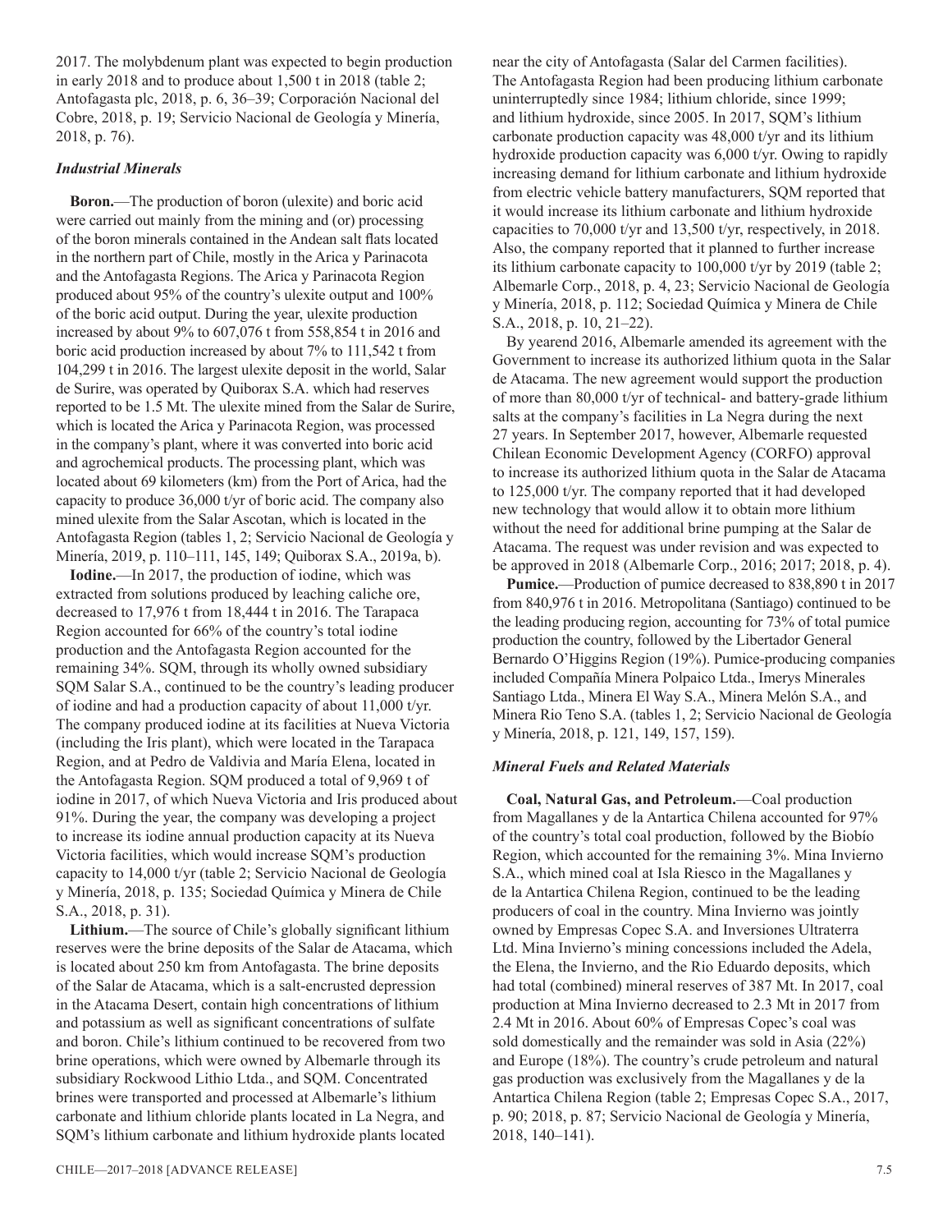2017. The molybdenum plant was expected to begin production in early 2018 and to produce about 1,500 t in 2018 (table 2; Antofagasta plc, 2018, p. 6, 36–39; Corporación Nacional del Cobre, 2018, p. 19; Servicio Nacional de Geología y Minería, 2018, p. 76).

### *Industrial Minerals*

**Boron.**—The production of boron (ulexite) and boric acid were carried out mainly from the mining and (or) processing of the boron minerals contained in the Andean salt flats located in the northern part of Chile, mostly in the Arica y Parinacota and the Antofagasta Regions. The Arica y Parinacota Region produced about 95% of the country's ulexite output and 100% of the boric acid output. During the year, ulexite production increased by about 9% to 607,076 t from 558,854 t in 2016 and boric acid production increased by about 7% to 111,542 t from 104,299 t in 2016. The largest ulexite deposit in the world, Salar de Surire, was operated by Quiborax S.A. which had reserves reported to be 1.5 Mt. The ulexite mined from the Salar de Surire, which is located the Arica y Parinacota Region, was processed in the company's plant, where it was converted into boric acid and agrochemical products. The processing plant, which was located about 69 kilometers (km) from the Port of Arica, had the capacity to produce 36,000 t/yr of boric acid. The company also mined ulexite from the Salar Ascotan, which is located in the Antofagasta Region (tables 1, 2; Servicio Nacional de Geología y Minería, 2019, p. 110–111, 145, 149; Quiborax S.A., 2019a, b).

**Iodine.**—In 2017, the production of iodine, which was extracted from solutions produced by leaching caliche ore, decreased to 17,976 t from 18,444 t in 2016. The Tarapaca Region accounted for 66% of the country's total iodine production and the Antofagasta Region accounted for the remaining 34%. SQM, through its wholly owned subsidiary SQM Salar S.A., continued to be the country's leading producer of iodine and had a production capacity of about 11,000 t/yr. The company produced iodine at its facilities at Nueva Victoria (including the Iris plant), which were located in the Tarapaca Region, and at Pedro de Valdivia and María Elena, located in the Antofagasta Region. SQM produced a total of 9,969 t of iodine in 2017, of which Nueva Victoria and Iris produced about 91%. During the year, the company was developing a project to increase its iodine annual production capacity at its Nueva Victoria facilities, which would increase SQM's production capacity to 14,000 t/yr (table 2; Servicio Nacional de Geología y Minería, 2018, p. 135; Sociedad Química y Minera de Chile S.A., 2018, p. 31).

**Lithium.**—The source of Chile's globally significant lithium reserves were the brine deposits of the Salar de Atacama, which is located about 250 km from Antofagasta. The brine deposits of the Salar de Atacama, which is a salt-encrusted depression in the Atacama Desert, contain high concentrations of lithium and potassium as well as significant concentrations of sulfate and boron. Chile's lithium continued to be recovered from two brine operations, which were owned by Albemarle through its subsidiary Rockwood Lithio Ltda., and SQM. Concentrated brines were transported and processed at Albemarle's lithium carbonate and lithium chloride plants located in La Negra, and SQM's lithium carbonate and lithium hydroxide plants located near the city of Antofagasta (Salar del Carmen facilities). The Antofagasta Region had been producing lithium carbonate uninterruptedly since 1984; lithium chloride, since 1999; and lithium hydroxide, since 2005. In 2017, SQM's lithium carbonate production capacity was 48,000 t/yr and its lithium hydroxide production capacity was 6,000 t/yr. Owing to rapidly increasing demand for lithium carbonate and lithium hydroxide from electric vehicle battery manufacturers, SQM reported that it would increase its lithium carbonate and lithium hydroxide capacities to 70,000 t/yr and 13,500 t/yr, respectively, in 2018. Also, the company reported that it planned to further increase its lithium carbonate capacity to 100,000 t/yr by 2019 (table 2; Albemarle Corp., 2018, p. 4, 23; Servicio Nacional de Geología y Minería, 2018, p. 112; Sociedad Química y Minera de Chile S.A., 2018, p. 10, 21–22).

By yearend 2016, Albemarle amended its agreement with the Government to increase its authorized lithium quota in the Salar de Atacama. The new agreement would support the production of more than 80,000 t/yr of technical- and battery-grade lithium salts at the company's facilities in La Negra during the next 27 years. In September 2017, however, Albemarle requested Chilean Economic Development Agency (CORFO) approval to increase its authorized lithium quota in the Salar de Atacama to 125,000 t/yr. The company reported that it had developed new technology that would allow it to obtain more lithium without the need for additional brine pumping at the Salar de Atacama. The request was under revision and was expected to be approved in 2018 (Albemarle Corp., 2016; 2017; 2018, p. 4).

**Pumice.**—Production of pumice decreased to 838,890 t in 2017 from 840,976 t in 2016. Metropolitana (Santiago) continued to be the leading producing region, accounting for 73% of total pumice production the country, followed by the Libertador General Bernardo O'Higgins Region (19%). Pumice-producing companies included Compañía Minera Polpaico Ltda., Imerys Minerales Santiago Ltda., Minera El Way S.A., Minera Melón S.A., and Minera Rio Teno S.A. (tables 1, 2; Servicio Nacional de Geología y Minería, 2018, p. 121, 149, 157, 159).

### *Mineral Fuels and Related Materials*

**Coal, Natural Gas, and Petroleum.**—Coal production from Magallanes y de la Antartica Chilena accounted for 97% of the country's total coal production, followed by the Biobío Region, which accounted for the remaining 3%. Mina Invierno S.A., which mined coal at Isla Riesco in the Magallanes y de la Antartica Chilena Region, continued to be the leading producers of coal in the country. Mina Invierno was jointly owned by Empresas Copec S.A. and Inversiones Ultraterra Ltd. Mina Invierno's mining concessions included the Adela, the Elena, the Invierno, and the Rio Eduardo deposits, which had total (combined) mineral reserves of 387 Mt. In 2017, coal production at Mina Invierno decreased to 2.3 Mt in 2017 from 2.4 Mt in 2016. About 60% of Empresas Copec's coal was sold domestically and the remainder was sold in Asia (22%) and Europe (18%). The country's crude petroleum and natural gas production was exclusively from the Magallanes y de la Antartica Chilena Region (table 2; Empresas Copec S.A., 2017, p. 90; 2018, p. 87; Servicio Nacional de Geología y Minería, 2018, 140–141).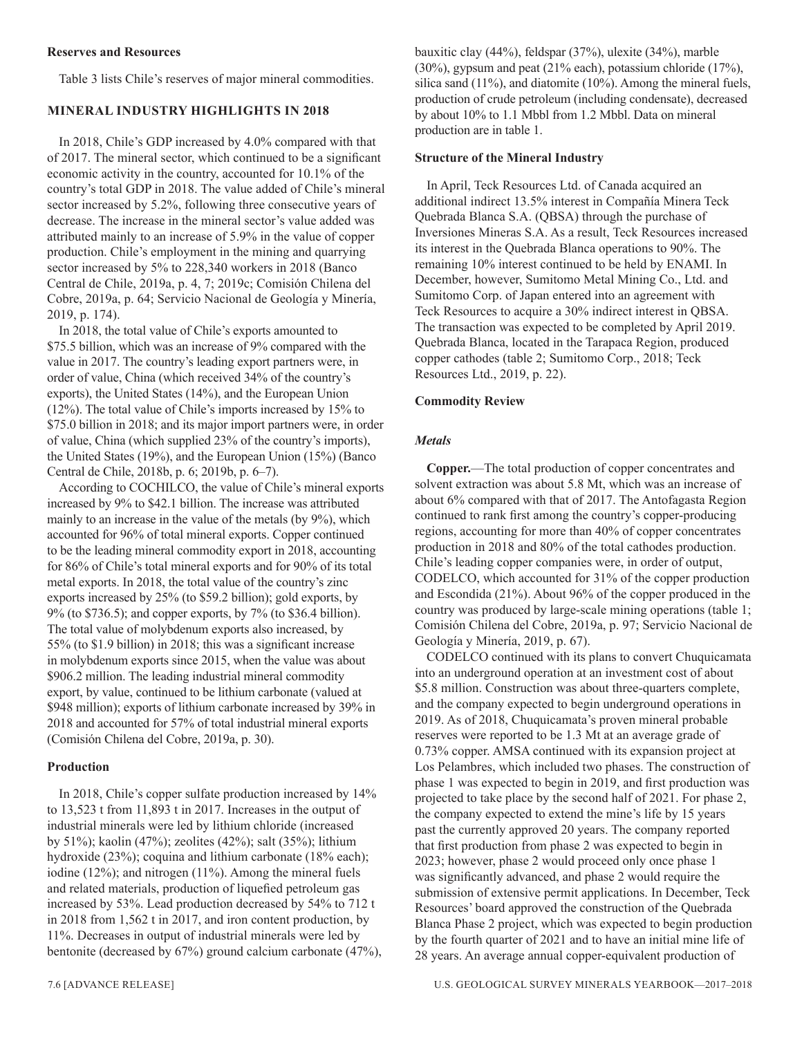### Reserves and Resources

Table 3 lists Chile's reserves of major mineral commodities.

## MINERAL INDUSTRY HIGHLIGHTS IN 2018

In 2018, Chile's GDP increased by 4.0% compared with that of 2017. The mineral sector, which continued to be a significant economic activity in the country, accounted for 10.1% of the country's total GDP in 2018. The value added of Chile's mineral sector increased by 5.2%, following three consecutive years of decrease. The increase in the mineral sector's value added was attributed mainly to an increase of 5.9% in the value of copper production. Chile's employment in the mining and quarrying sector increased by 5% to 228,340 workers in 2018 (Banco Central de Chile, 2019a, p. 4, 7; 2019c; Comisión Chilena del Cobre, 2019a, p. 64; Servicio Nacional de Geología y Minería, 2019, p. 174).

In 2018, the total value of Chile's exports amounted to $75.5 billion, which was an increase of 9% compared with the value in 2017. The country's leading export partners were, in order of value, China (which received 34% of the country's exports), the United States (14%), and the European Union (12%). The total value of Chile's imports increased by 15% to $75.0 billion in 2018; and its major import partners were, in order of value, China (which supplied 23% of the country's imports), the United States (19%), and the European Union (15%) (Banco Central de Chile, 2018b, p. 6; 2019b, p. 6–7).

According to COCHILCO, the value of Chile's mineral exports increased by 9% to $42.1 billion. The increase was attributed mainly to an increase in the value of the metals (by 9%), which accounted for 96% of total mineral exports. Copper continued to be the leading mineral commodity export in 2018, accounting for 86% of Chile's total mineral exports and for 90% of its total metal exports. In 2018, the total value of the country's zinc exports increased by 25% (to $59.2 billion); gold exports, by 9% (to $736.5); and copper exports, by 7% (to $36.4 billion). The total value of molybdenum exports also increased, by 55% (to $1.9 billion) in 2018; this was a significant increase in molybdenum exports since 2015, when the value was about $906.2 million. The leading industrial mineral commodity export, by value, continued to be lithium carbonate (valued at $948 million); exports of lithium carbonate increased by 39% in 2018 and accounted for 57% of total industrial mineral exports (Comisión Chilena del Cobre, 2019a, p. 30).

### Production

In 2018, Chile's copper sulfate production increased by 14% to 13,523 t from 11,893 t in 2017. Increases in the output of industrial minerals were led by lithium chloride (increased by 51%); kaolin (47%); zeolites (42%); salt (35%); lithium hydroxide (23%); coquina and lithium carbonate (18% each); iodine (12%); and nitrogen (11%). Among the mineral fuels and related materials, production of liquefied petroleum gas increased by 53%. Lead production decreased by 54% to 712 t in 2018 from 1,562 t in 2017, and iron content production, by 11%. Decreases in output of industrial minerals were led by bentonite (decreased by 67%) ground calcium carbonate (47%), bauxitic clay (44%), feldspar (37%), ulexite (34%), marble (30%), gypsum and peat (21% each), potassium chloride (17%), silica sand (11%), and diatomite (10%). Among the mineral fuels, production of crude petroleum (including condensate), decreased by about 10% to 1.1 Mbbl from 1.2 Mbbl. Data on mineral production are in table 1.

### Structure of the Mineral Industry

In April, Teck Resources Ltd. of Canada acquired an additional indirect 13.5% interest in Compañía Minera Teck Quebrada Blanca S.A. (QBSA) through the purchase of Inversiones Mineras S.A. As a result, Teck Resources increased its interest in the Quebrada Blanca operations to 90%. The remaining 10% interest continued to be held by ENAMI. In December, however, Sumitomo Metal Mining Co., Ltd. and Sumitomo Corp. of Japan entered into an agreement with Teck Resources to acquire a 30% indirect interest in QBSA. The transaction was expected to be completed by April 2019. Quebrada Blanca, located in the Tarapaca Region, produced copper cathodes (table 2; Sumitomo Corp., 2018; Teck Resources Ltd., 2019, p. 22).

### Commodity Review

#### *Metals*

**Copper.**—The total production of copper concentrates and solvent extraction was about 5.8 Mt, which was an increase of about 6% compared with that of 2017. The Antofagasta Region continued to rank first among the country's copper-producing regions, accounting for more than 40% of copper concentrates production in 2018 and 80% of the total cathodes production. Chile's leading copper companies were, in order of output, CODELCO, which accounted for 31% of the copper production and Escondida (21%). About 96% of the copper produced in the country was produced by large-scale mining operations (table 1; Comisión Chilena del Cobre, 2019a, p. 97; Servicio Nacional de Geología y Minería, 2019, p. 67).

CODELCO continued with its plans to convert Chuquicamata into an underground operation at an investment cost of about $5.8 million. Construction was about three-quarters complete, and the company expected to begin underground operations in 2019. As of 2018, Chuquicamata's proven mineral probable reserves were reported to be 1.3 Mt at an average grade of 0.73% copper. AMSA continued with its expansion project at Los Pelambres, which included two phases. The construction of phase 1 was expected to begin in 2019, and first production was projected to take place by the second half of 2021. For phase 2, the company expected to extend the mine's life by 15 years past the currently approved 20 years. The company reported that first production from phase 2 was expected to begin in 2023; however, phase 2 would proceed only once phase 1 was significantly advanced, and phase 2 would require the submission of extensive permit applications. In December, Teck Resources' board approved the construction of the Quebrada Blanca Phase 2 project, which was expected to begin production by the fourth quarter of 2021 and to have an initial mine life of 28 years. An average annual copper-equivalent production of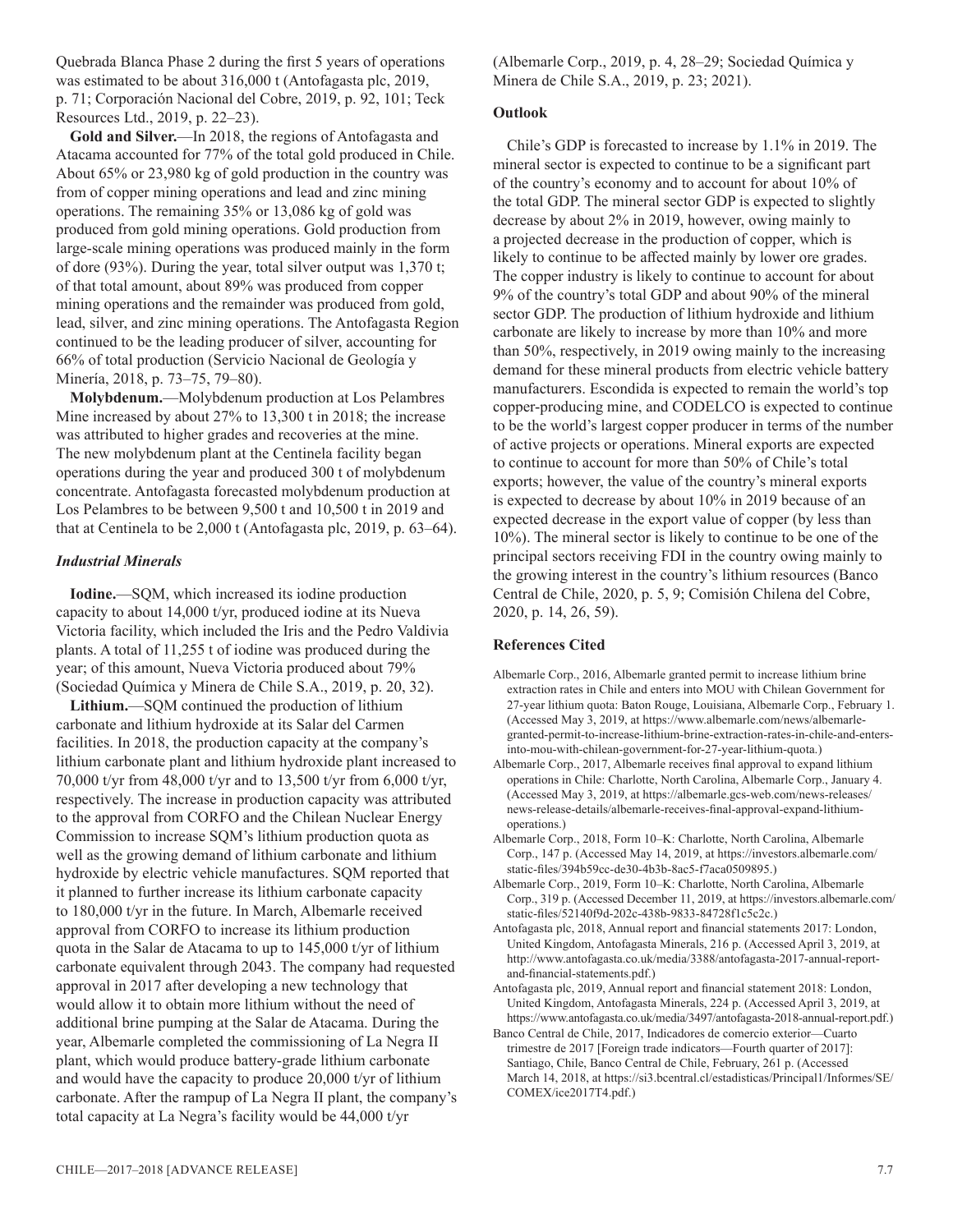Quebrada Blanca Phase 2 during the first 5 years of operations was estimated to be about 316,000 t (Antofagasta plc, 2019, p. 71; Corporación Nacional del Cobre, 2019, p. 92, 101; Teck Resources Ltd., 2019, p. 22–23).

**Gold and Silver.**—In 2018, the regions of Antofagasta and Atacama accounted for 77% of the total gold produced in Chile. About 65% or 23,980 kg of gold production in the country was from of copper mining operations and lead and zinc mining operations. The remaining 35% or 13,086 kg of gold was produced from gold mining operations. Gold production from large-scale mining operations was produced mainly in the form of dore (93%). During the year, total silver output was 1,370 t; of that total amount, about 89% was produced from copper mining operations and the remainder was produced from gold, lead, silver, and zinc mining operations. The Antofagasta Region continued to be the leading producer of silver, accounting for 66% of total production (Servicio Nacional de Geología y Minería, 2018, p. 73–75, 79–80).

**Molybdenum.**—Molybdenum production at Los Pelambres Mine increased by about 27% to 13,300 t in 2018; the increase was attributed to higher grades and recoveries at the mine. The new molybdenum plant at the Centinela facility began operations during the year and produced 300 t of molybdenum concentrate. Antofagasta forecasted molybdenum production at Los Pelambres to be between 9,500 t and 10,500 t in 2019 and that at Centinela to be 2,000 t (Antofagasta plc, 2019, p. 63–64).

### *Industrial Minerals*

**Iodine.**—SQM, which increased its iodine production capacity to about 14,000 t/yr, produced iodine at its Nueva Victoria facility, which included the Iris and the Pedro Valdivia plants. A total of 11,255 t of iodine was produced during the year; of this amount, Nueva Victoria produced about 79% (Sociedad Química y Minera de Chile S.A., 2019, p. 20, 32).

**Lithium.**—SQM continued the production of lithium carbonate and lithium hydroxide at its Salar del Carmen facilities. In 2018, the production capacity at the company's lithium carbonate plant and lithium hydroxide plant increased to 70,000 t/yr from 48,000 t/yr and to 13,500 t/yr from 6,000 t/yr, respectively. The increase in production capacity was attributed to the approval from CORFO and the Chilean Nuclear Energy Commission to increase SQM's lithium production quota as well as the growing demand of lithium carbonate and lithium hydroxide by electric vehicle manufactures. SQM reported that it planned to further increase its lithium carbonate capacity to 180,000 t/yr in the future. In March, Albemarle received approval from CORFO to increase its lithium production quota in the Salar de Atacama to up to 145,000 t/yr of lithium carbonate equivalent through 2043. The company had requested approval in 2017 after developing a new technology that would allow it to obtain more lithium without the need of additional brine pumping at the Salar de Atacama. During the year, Albemarle completed the commissioning of La Negra II plant, which would produce battery-grade lithium carbonate and would have the capacity to produce 20,000 t/yr of lithium carbonate. After the rampup of La Negra II plant, the company's total capacity at La Negra's facility would be 44,000 t/yr (Albemarle Corp., 2019, p. 4, 28–29; Sociedad Química y Minera de Chile S.A., 2019, p. 23; 2021).

## Outlook

Chile's GDP is forecasted to increase by 1.1% in 2019. The mineral sector is expected to continue to be a significant part of the country's economy and to account for about 10% of the total GDP. The mineral sector GDP is expected to slightly decrease by about 2% in 2019, however, owing mainly to a projected decrease in the production of copper, which is likely to continue to be affected mainly by lower ore grades. The copper industry is likely to continue to account for about 9% of the country's total GDP and about 90% of the mineral sector GDP. The production of lithium hydroxide and lithium carbonate are likely to increase by more than 10% and more than 50%, respectively, in 2019 owing mainly to the increasing demand for these mineral products from electric vehicle battery manufacturers. Escondida is expected to remain the world's top copper-producing mine, and CODELCO is expected to continue to be the world's largest copper producer in terms of the number of active projects or operations. Mineral exports are expected to continue to account for more than 50% of Chile's total exports; however, the value of the country's mineral exports is expected to decrease by about 10% in 2019 because of an expected decrease in the export value of copper (by less than 10%). The mineral sector is likely to continue to be one of the principal sectors receiving FDI in the country owing mainly to the growing interest in the country's lithium resources (Banco Central de Chile, 2020, p. 5, 9; Comisión Chilena del Cobre, 2020, p. 14, 26, 59).

## References Cited

Albemarle Corp., 2016, Albemarle granted permit to increase lithium brine extraction rates in Chile and enters into MOU with Chilean Government for 27-year lithium quota: Baton Rouge, Louisiana, Albemarle Corp., February 1. (Accessed May 3, 2019, at https://www.albemarle.com/news/albemarle-granted-permit-to-increase-lithium-brine-extraction-rates-in-chile-and-enters-into-mou-with-chilean-government-for-27-year-lithium-quota.)

Albemarle Corp., 2017, Albemarle receives final approval to expand lithium operations in Chile: Charlotte, North Carolina, Albemarle Corp., January 4. (Accessed May 3, 2019, at https://albemarle.gcs-web.com/news-releases/news-release-details/albemarle-receives-final-approval-expand-lithium-operations.)

Albemarle Corp., 2018, Form 10–K: Charlotte, North Carolina, Albemarle Corp., 147 p. (Accessed May 14, 2019, at https://investors.albemarle.com/static-files/394b59cc-de30-4b3b-8ac5-f7aca0509895.)

Albemarle Corp., 2019, Form 10–K: Charlotte, North Carolina, Albemarle Corp., 319 p. (Accessed December 11, 2019, at https://investors.albemarle.com/static-files/52140f9d-202c-438b-9833-84728f1c5c2c.)

Antofagasta plc, 2018, Annual report and financial statements 2017: London, United Kingdom, Antofagasta Minerals, 216 p. (Accessed April 3, 2019, at http://www.antofagasta.co.uk/media/3388/antofagasta-2017-annual-report-and-financial-statements.pdf.)

Antofagasta plc, 2019, Annual report and financial statement 2018: London, United Kingdom, Antofagasta Minerals, 224 p. (Accessed April 3, 2019, at https://www.antofagasta.co.uk/media/3497/antofagasta-2018-annual-report.pdf.)

Banco Central de Chile, 2017, Indicadores de comercio exterior—Cuarto trimestre de 2017 [Foreign trade indicators—Fourth quarter of 2017]: Santiago, Chile, Banco Central de Chile, February, 261 p. (Accessed March 14, 2018, at https://si3.bcentral.cl/estadisticas/Principal1/Informes/SE/COMEX/ice2017T4.pdf.)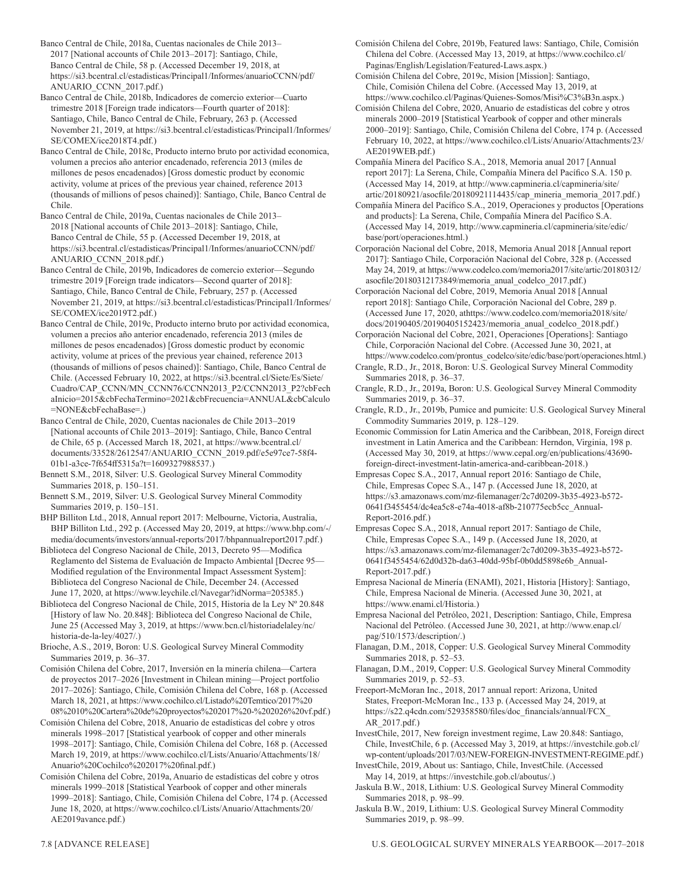Banco Central de Chile, 2018a, Cuentas nacionales de Chile 2013–2017 [National accounts of Chile 2013–2017]: Santiago, Chile, Banco Central de Chile, 58 p. (Accessed December 19, 2018, at https://si3.bcentral.cl/estadisticas/Principal1/Informes/anuarioCCNN/pdf/ANUARIO_CCNN_2017.pdf.)

Banco Central de Chile, 2018b, Indicadores de comercio exterior—Cuarto trimestre 2018 [Foreign trade indicators—Fourth quarter of 2018]: Santiago, Chile, Banco Central de Chile, February, 263 p. (Accessed November 21, 2019, at https://si3.bcentral.cl/estadisticas/Principal1/Informes/SE/COMEX/ice2018T4.pdf.)

Banco Central de Chile, 2018c, Producto interno bruto por actividad economica, volumen a precios año anterior encadenado, referencia 2013 (miles de millones de pesos encadenados) [Gross domestic product by economic activity, volume at prices of the previous year chained, reference 2013 (thousands of millions of pesos chained)]: Santiago, Chile, Banco Central de Chile.

Banco Central de Chile, 2019a, Cuentas nacionales de Chile 2013–2018 [National accounts of Chile 2013–2018]: Santiago, Chile, Banco Central de Chile, 55 p. (Accessed December 19, 2018, at https://si3.bcentral.cl/estadisticas/Principal1/Informes/anuarioCCNN/pdf/ANUARIO_CCNN_2018.pdf.)

Banco Central de Chile, 2019b, Indicadores de comercio exterior—Segundo trimestre 2019 [Foreign trade indicators—Second quarter of 2018]: Santiago, Chile, Banco Central de Chile, February, 257 p. (Accessed November 21, 2019, at https://si3.bcentral.cl/estadisticas/Principal1/Informes/SE/COMEX/ice2019T2.pdf.)

Banco Central de Chile, 2019c, Producto interno bruto por actividad economica, volumen a precios año anterior encadenado, referencia 2013 (miles de millones de pesos encadenados) [Gross domestic product by economic activity, volume at prices of the previous year chained, reference 2013 (thousands of millions of pesos chained)]: Santiago, Chile, Banco Central de Chile. (Accessed February 10, 2022, at https://si3.bcentral.cl/Siete/Es/Siete/Cuadro/CAP_CCNN/MN_CCNN76/CCNN2013_P2/CCNN2013_P2?cbFechaInicio=2015&cbFechaTermino=2021&cbFrecuencia=ANNUAL&cbCalculo=NONE&cbFechaBase=.)

Banco Central de Chile, 2020, Cuentas nacionales de Chile 2013–2019 [National accounts of Chile 2013–2019]: Santiago, Chile, Banco Central de Chile, 65 p. (Accessed March 18, 2021, at https://www.bcentral.cl/documents/33528/2612547/ANUARIO_CCNN_2019.pdf/e5e97ce7-58f4-01b1-a3ce-7f654ff5315a?t=1609327988537.)

Bennett S.M., 2018, Silver: U.S. Geological Survey Mineral Commodity Summaries 2018, p. 150–151.

Bennett S.M., 2019, Silver: U.S. Geological Survey Mineral Commodity Summaries 2019, p. 150–151.

BHP Billiton Ltd., 2018, Annual report 2017: Melbourne, Victoria, Australia, BHP Billiton Ltd., 292 p. (Accessed May 20, 2019, at https://www.bhp.com/-/media/documents/investors/annual-reports/2017/bhpannualreport2017.pdf.)

Biblioteca del Congreso Nacional de Chile, 2013, Decreto 95—Modifica Reglamento del Sistema de Evaluación de Impacto Ambiental [Decree 95—Modified regulation of the Environmental Impact Assessment System]: Biblioteca del Congreso Nacional de Chile, December 24. (Accessed June 17, 2020, at https://www.leychile.cl/Navegar?idNorma=205385.)

Biblioteca del Congreso Nacional de Chile, 2015, Historia de la Ley Nº 20.848 [History of law No. 20.848]: Biblioteca del Congreso Nacional de Chile, June 25 (Accessed May 3, 2019, at https://www.bcn.cl/historiadelaley/nc/historia-de-la-ley/4027/.)

Brioche, A.S., 2019, Boron: U.S. Geological Survey Mineral Commodity Summaries 2019, p. 36–37.

Comisión Chilena del Cobre, 2017, Inversión en la minería chilena—Cartera de proyectos 2017–2026 [Investment in Chilean mining—Project portfolio 2017–2026]: Santiago, Chile, Comisión Chilena del Cobre, 168 p. (Accessed March 18, 2021, at https://www.cochilco.cl/Listado%20Temtico/2017%2008%2010%20Cartera%20de%20proyectos%202017%20-%202026%20vf.pdf.)

Comisión Chilena del Cobre, 2018, Anuario de estadísticas del cobre y otros minerals 1998–2017 [Statistical yearbook of copper and other minerals 1998–2017]: Santiago, Chile, Comisión Chilena del Cobre, 168 p. (Accessed March 19, 2019, at https://www.cochilco.cl/Lists/Anuario/Attachments/18/Anuario%20Cochilco%202017%20final.pdf.)

Comisión Chilena del Cobre, 2019a, Anuario de estadísticas del cobre y otros minerals 1999–2018 [Statistical Yearbook of copper and other minerals 1999–2018]: Santiago, Chile, Comisión Chilena del Cobre, 174 p. (Accessed June 18, 2020, at https://www.cochilco.cl/Lists/Anuario/Attachments/20/AE2019avance.pdf.)

Comisión Chilena del Cobre, 2019b, Featured laws: Santiago, Chile, Comisión Chilena del Cobre. (Accessed May 13, 2019, at https://www.cochilco.cl/Paginas/English/Legislation/Featured-Laws.aspx.)

Comisión Chilena del Cobre, 2019c, Mision [Mission]: Santiago, Chile, Comisión Chilena del Cobre. (Accessed May 13, 2019, at https://www.cochilco.cl/Paginas/Quienes-Somos/Misi%C3%B3n.aspx.)

Comisión Chilena del Cobre, 2020, Anuario de estadísticas del cobre y otros minerals 2000–2019 [Statistical Yearbook of copper and other minerals 2000–2019]: Santiago, Chile, Comisión Chilena del Cobre, 174 p. (Accessed February 10, 2022, at https://www.cochilco.cl/Lists/Anuario/Attachments/23/AE2019WEB.pdf.)

Compañía Minera del Pacífico S.A., 2018, Memoria anual 2017 [Annual report 2017]: La Serena, Chile, Compañía Minera del Pacífico S.A. 150 p. (Accessed May 14, 2019, at http://www.capmineria.cl/capmineria/site/artic/20180921/asocfile/20180921114435/cap_mineria_memoria_2017.pdf.)

Compañía Minera del Pacífico S.A., 2019, Operaciones y productos [Operations and products]: La Serena, Chile, Compañía Minera del Pacífico S.A. (Accessed May 14, 2019, http://www.capmineria.cl/capmineria/site/edic/base/port/operaciones.html.)

Corporación Nacional del Cobre, 2018, Memoria Anual 2018 [Annual report 2017]: Santiago Chile, Corporación Nacional del Cobre, 328 p. (Accessed May 24, 2019, at https://www.codelco.com/memoria2017/site/artic/20180312/asocfile/20180312173849/memoria_anual_codelco_2017.pdf.)

Corporación Nacional del Cobre, 2019, Memoria Anual 2018 [Annual report 2018]: Santiago Chile, Corporación Nacional del Cobre, 289 p. (Accessed June 17, 2020, athttps://www.codelco.com/memoria2018/site/docs/20190405/20190405152423/memoria_anual_codelco_2018.pdf.)

Corporación Nacional del Cobre, 2021, Operaciones [Operations]: Santiago Chile, Corporación Nacional del Cobre. (Accessed June 30, 2021, at https://www.codelco.com/prontus_codelco/site/edic/base/port/operaciones.html.)

Crangle, R.D., Jr., 2018, Boron: U.S. Geological Survey Mineral Commodity Summaries 2018, p. 36–37.

Crangle, R.D., Jr., 2019a, Boron: U.S. Geological Survey Mineral Commodity Summaries 2019, p. 36–37.

Crangle, R.D., Jr., 2019b, Pumice and pumicite: U.S. Geological Survey Mineral Commodity Summaries 2019, p. 128–129.

Economic Commission for Latin America and the Caribbean, 2018, Foreign direct investment in Latin America and the Caribbean: Herndon, Virginia, 198 p. (Accessed May 30, 2019, at https://www.cepal.org/en/publications/43690-foreign-direct-investment-latin-america-and-caribbean-2018.)

Empresas Copec S.A., 2017, Annual report 2016: Santiago de Chile, Chile, Empresas Copec S.A., 147 p. (Accessed June 18, 2020, at https://s3.amazonaws.com/mz-filemanager/2c7d0209-3b35-4923-b572-0641f3455454/dc4ea5c8-e74a-4018-af8b-210775ecb5cc_Annual-Report-2016.pdf.)

Empresas Copec S.A., 2018, Annual report 2017: Santiago de Chile, Chile, Empresas Copec S.A., 149 p. (Accessed June 18, 2020, at https://s3.amazonaws.com/mz-filemanager/2c7d0209-3b35-4923-b572-0641f3455454/62d0d32b-da63-40dd-95bf-0b0dd5898e6b_Annual-Report-2017.pdf.)

Empresa Nacional de Minería (ENAMI), 2021, Historia [History]: Santiago, Chile, Empresa Nacional de Mineria. (Accessed June 30, 2021, at https://www.enami.cl/Historia.)

Empresa Nacional del Petróleo, 2021, Description: Santiago, Chile, Empresa Nacional del Petróleo. (Accessed June 30, 2021, at http://www.enap.cl/pag/510/1573/description/.)

Flanagan, D.M., 2018, Copper: U.S. Geological Survey Mineral Commodity Summaries 2018, p. 52–53.

Flanagan, D.M., 2019, Copper: U.S. Geological Survey Mineral Commodity Summaries 2019, p. 52–53.

Freeport-McMoran Inc., 2018, 2017 annual report: Arizona, United States, Freeport-McMoran Inc., 133 p. (Accessed May 24, 2019, at https://s22.q4cdn.com/529358580/files/doc_financials/annual/FCX_AR_2017.pdf.)

InvestChile, 2017, New foreign investment regime, Law 20.848: Santiago, Chile, InvestChile, 6 p. (Accessed May 3, 2019, at https://investchile.gob.cl/wp-content/uploads/2017/03/NEW-FOREIGN-INVESTMENT-REGIME.pdf.)

InvestChile, 2019, About us: Santiago, Chile, InvestChile. (Accessed May 14, 2019, at https://investchile.gob.cl/aboutus/.)

Jaskula B.W., 2018, Lithium: U.S. Geological Survey Mineral Commodity Summaries 2018, p. 98–99.

Jaskula B.W., 2019, Lithium: U.S. Geological Survey Mineral Commodity Summaries 2019, p. 98–99.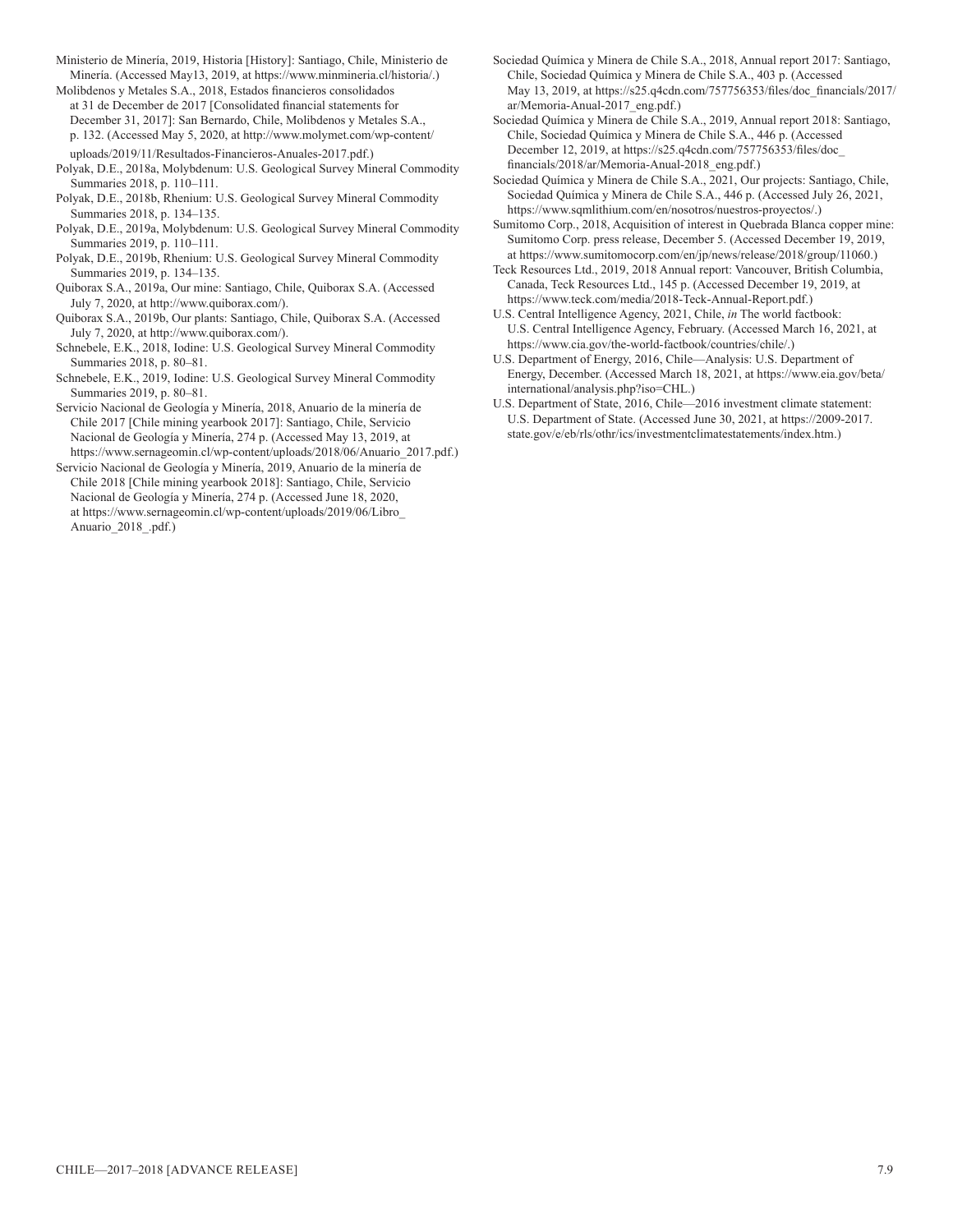Ministerio de Minería, 2019, Historia [History]: Santiago, Chile, Ministerio de Minería. (Accessed May13, 2019, at https://www.minmineria.cl/historia/.)

Molibdenos y Metales S.A., 2018, Estados financieros consolidados at 31 de December de 2017 [Consolidated financial statements for December 31, 2017]: San Bernardo, Chile, Molibdenos y Metales S.A., p. 132. (Accessed May 5, 2020, at http://www.molymet.com/wp-content/uploads/2019/11/Resultados-Financieros-Anuales-2017.pdf.)

Polyak, D.E., 2018a, Molybdenum: U.S. Geological Survey Mineral Commodity Summaries 2018, p. 110–111.

Polyak, D.E., 2018b, Rhenium: U.S. Geological Survey Mineral Commodity Summaries 2018, p. 134–135.

Polyak, D.E., 2019a, Molybdenum: U.S. Geological Survey Mineral Commodity Summaries 2019, p. 110–111.

Polyak, D.E., 2019b, Rhenium: U.S. Geological Survey Mineral Commodity Summaries 2019, p. 134–135.

Quiborax S.A., 2019a, Our mine: Santiago, Chile, Quiborax S.A. (Accessed July 7, 2020, at http://www.quiborax.com/).

Quiborax S.A., 2019b, Our plants: Santiago, Chile, Quiborax S.A. (Accessed July 7, 2020, at http://www.quiborax.com/).

Schnebele, E.K., 2018, Iodine: U.S. Geological Survey Mineral Commodity Summaries 2018, p. 80–81.

Schnebele, E.K., 2019, Iodine: U.S. Geological Survey Mineral Commodity Summaries 2019, p. 80–81.

Servicio Nacional de Geología y Minería, 2018, Anuario de la minería de Chile 2017 [Chile mining yearbook 2017]: Santiago, Chile, Servicio Nacional de Geología y Minería, 274 p. (Accessed May 13, 2019, at https://www.sernageomin.cl/wp-content/uploads/2018/06/Anuario_2017.pdf.)

Servicio Nacional de Geología y Minería, 2019, Anuario de la minería de Chile 2018 [Chile mining yearbook 2018]: Santiago, Chile, Servicio Nacional de Geología y Minería, 274 p. (Accessed June 18, 2020, at https://www.sernageomin.cl/wp-content/uploads/2019/06/Libro_Anuario_2018_.pdf.)

Sociedad Química y Minera de Chile S.A., 2018, Annual report 2017: Santiago, Chile, Sociedad Química y Minera de Chile S.A., 403 p. (Accessed May 13, 2019, at https://s25.q4cdn.com/757756353/files/doc_financials/2017/ar/Memoria-Anual-2017_eng.pdf.)

Sociedad Química y Minera de Chile S.A., 2019, Annual report 2018: Santiago, Chile, Sociedad Química y Minera de Chile S.A., 446 p. (Accessed December 12, 2019, at https://s25.q4cdn.com/757756353/files/doc_financials/2018/ar/Memoria-Anual-2018_eng.pdf.)

Sociedad Química y Minera de Chile S.A., 2021, Our projects: Santiago, Chile, Sociedad Química y Minera de Chile S.A., 446 p. (Accessed July 26, 2021, https://www.sqmlithium.com/en/nosotros/nuestros-proyectos/.)

Sumitomo Corp., 2018, Acquisition of interest in Quebrada Blanca copper mine: Sumitomo Corp. press release, December 5. (Accessed December 19, 2019, at https://www.sumitomocorp.com/en/jp/news/release/2018/group/11060.)

Teck Resources Ltd., 2019, 2018 Annual report: Vancouver, British Columbia, Canada, Teck Resources Ltd., 145 p. (Accessed December 19, 2019, at https://www.teck.com/media/2018-Teck-Annual-Report.pdf.)

U.S. Central Intelligence Agency, 2021, Chile, *in* The world factbook: U.S. Central Intelligence Agency, February. (Accessed March 16, 2021, at https://www.cia.gov/the-world-factbook/countries/chile/.)

U.S. Department of Energy, 2016, Chile—Analysis: U.S. Department of Energy, December. (Accessed March 18, 2021, at https://www.eia.gov/beta/international/analysis.php?iso=CHL.)

U.S. Department of State, 2016, Chile—2016 investment climate statement: U.S. Department of State. (Accessed June 30, 2021, at https://2009-2017.state.gov/e/eb/rls/othr/ics/investmentclimatestatements/index.htm.)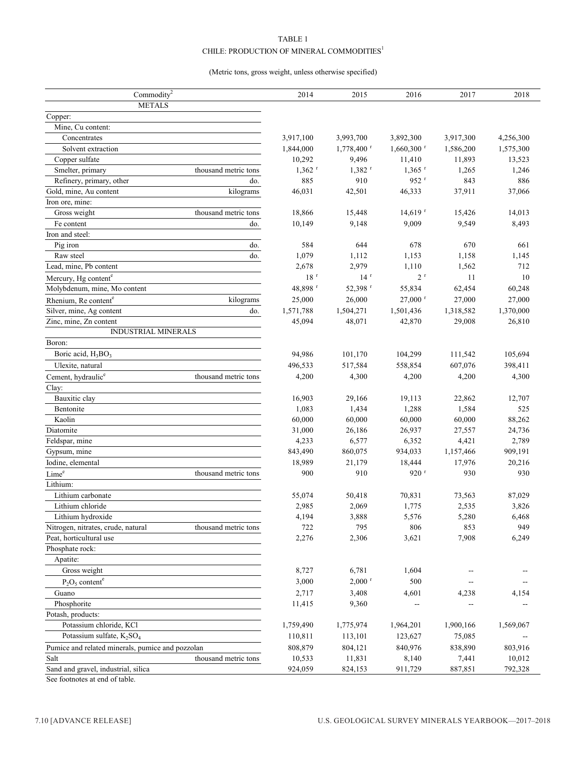TABLE 1

CHILE: PRODUCTION OF MINERAL COMMODITIES[1]

(Metric tons, gross weight, unless otherwise specified)

| Commodity[2] | | 2014 | 2015 | 2016 | 2017 | 2018 |
|---|---|---|---|---|---|---|
| METALS | | | | | | |
| Copper: | | | | | | |
| Mine, Cu content: | | | | | | |
| Concentrates | | 3,917,100 | 3,993,700 | 3,892,300 | 3,917,300 | 4,256,300 |
| Solvent extraction | | 1,844,000 | 1,778,400 r | 1,660,300 r | 1,586,200 | 1,575,300 |
| Copper sulfate | | 10,292 | 9,496 | 11,410 | 11,893 | 13,523 |
| Smelter, primary | thousand metric tons | 1,362 r | 1,382 r | 1,365 r | 1,265 | 1,246 |
| Refinery, primary, other | do. | 885 | 910 | 952 r | 843 | 886 |
| Gold, mine, Au content | kilograms | 46,031 | 42,501 | 46,333 | 37,911 | 37,066 |
| Iron ore, mine: | | | | | | |
| Gross weight | thousand metric tons | 18,866 | 15,448 | 14,619 r | 15,426 | 14,013 |
| Fe content | do. | 10,149 | 9,148 | 9,009 | 9,549 | 8,493 |
| Iron and steel: | | | | | | |
| Pig iron | do. | 584 | 644 | 678 | 670 | 661 |
| Raw steel | do. | 1,079 | 1,112 | 1,153 | 1,158 | 1,145 |
| Lead, mine, Pb content | | 2,678 | 2,979 | 1,110 | 1,562 | 712 |
| Mercury, Hg content[e] | | 18 r | 14 r | 2 r | 11 | 10 |
| Molybdenum, mine, Mo content | | 48,898 r | 52,398 r | 55,834 | 62,454 | 60,248 |
| Rhenium, Re content[e] | kilograms | 25,000 | 26,000 | 27,000 r | 27,000 | 27,000 |
| Silver, mine, Ag content | do. | 1,571,788 | 1,504,271 | 1,501,436 | 1,318,582 | 1,370,000 |
| Zinc, mine, Zn content | | 45,094 | 48,071 | 42,870 | 29,008 | 26,810 |
| INDUSTRIAL MINERALS | | | | | | |
| Boron: | | | | | | |
| Boric acid, $H_3BO_3$ | | 94,986 | 101,170 | 104,299 | 111,542 | 105,694 |
| Ulexite, natural | | 496,533 | 517,584 | 558,854 | 607,076 | 398,411 |
| Cement, hydraulic[e] | thousand metric tons | 4,200 | 4,300 | 4,200 | 4,200 | 4,300 |
| Clay: | | | | | | |
| Bauxitic clay | | 16,903 | 29,166 | 19,113 | 22,862 | 12,707 |
| Bentonite | | 1,083 | 1,434 | 1,288 | 1,584 | 525 |
| Kaolin | | 60,000 | 60,000 | 60,000 | 60,000 | 88,262 |
| Diatomite | | 31,000 | 26,186 | 26,937 | 27,557 | 24,736 |
| Feldspar, mine | | 4,233 | 6,577 | 6,352 | 4,421 | 2,789 |
| Gypsum, mine | | 843,490 | 860,075 | 934,033 | 1,157,466 | 909,191 |
| Iodine, elemental | | 18,989 | 21,179 | 18,444 | 17,976 | 20,216 |
| Lime[e] | thousand metric tons | 900 | 910 | 920 r | 930 | 930 |
| Lithium: | | | | | | |
| Lithium carbonate | | 55,074 | 50,418 | 70,831 | 73,563 | 87,029 |
| Lithium chloride | | 2,985 | 2,069 | 1,775 | 2,535 | 3,826 |
| Lithium hydroxide | | 4,194 | 3,888 | 5,576 | 5,280 | 6,468 |
| Nitrogen, nitrates, crude, natural | thousand metric tons | 722 | 795 | 806 | 853 | 949 |
| Peat, horticultural use | | 2,276 | 2,306 | 3,621 | 7,908 | 6,249 |
| Phosphate rock: | | | | | | |
| Apatite: | | | | | | |
| Gross weight | | 8,727 | 6,781 | 1,604 | -- | -- |
| $P_2O_5$ content[e] | | 3,000 | 2,000 r | 500 | -- | -- |
| Guano | | 2,717 | 3,408 | 4,601 | 4,238 | 4,154 |
| Phosphorite | | 11,415 | 9,360 | -- | -- | -- |
| Potash, products: | | | | | | |
| Potassium chloride, KCl | | 1,759,490 | 1,775,974 | 1,964,201 | 1,900,166 | 1,569,067 |
| Potassium sulfate, $K_2SO_4$ | | 110,811 | 113,101 | 123,627 | 75,085 | -- |
| Pumice and related minerals, pumice and pozzolan | | 808,879 | 804,121 | 840,976 | 838,890 | 803,916 |
| Salt | thousand metric tons | 10,533 | 11,831 | 8,140 | 7,441 | 10,012 |
| Sand and gravel, industrial, silica | | 924,059 | 824,153 | 911,729 | 887,851 | 792,328 |

See footnotes at end of table.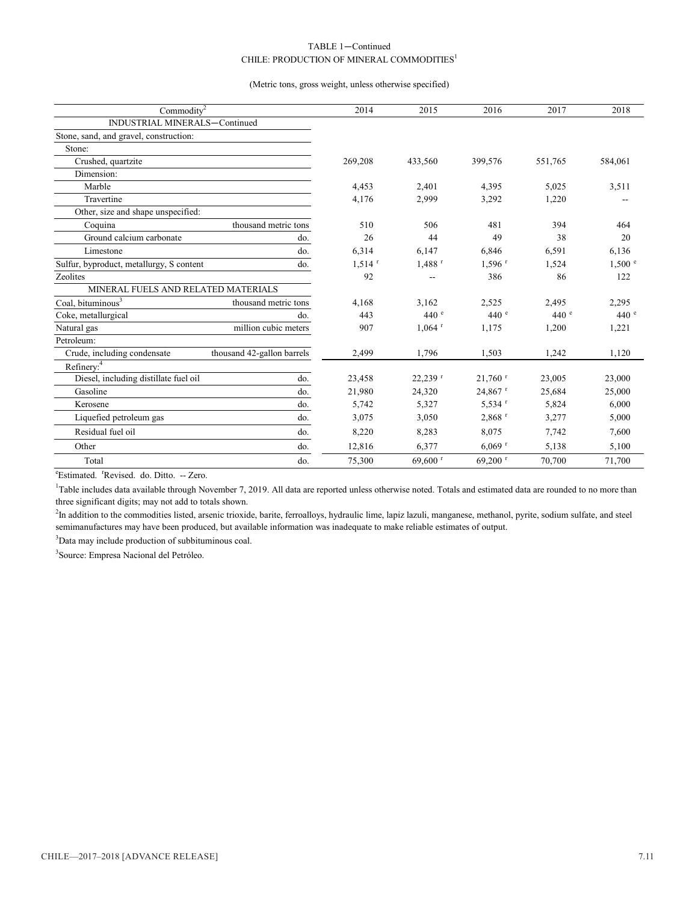TABLE 1—Continued
CHILE: PRODUCTION OF MINERAL COMMODITIES[1]

(Metric tons, gross weight, unless otherwise specified)

| Commodity[2] | | 2014 | 2015 | 2016 | 2017 | 2018 |
|---|---|---|---|---|---|---|
| INDUSTRIAL MINERALS—Continued | | | | | | |
| Stone, sand, and gravel, construction: | | | | | | |
| Stone: | | | | | | |
| Crushed, quartzite | | 269,208 | 433,560 | 399,576 | 551,765 | 584,061 |
| Dimension: | | | | | | |
| Marble | | 4,453 | 2,401 | 4,395 | 5,025 | 3,511 |
| Travertine | | 4,176 | 2,999 | 3,292 | 1,220 | -- |
| Other, size and shape unspecified: | | | | | | |
| Coquina | thousand metric tons | 510 | 506 | 481 | 394 | 464 |
| Ground calcium carbonate | do. | 26 | 44 | 49 | 38 | 20 |
| Limestone | do. | 6,314 | 6,147 | 6,846 | 6,591 | 6,136 |
| Sulfur, byproduct, metallurgy, S content | do. | 1,514 r | 1,488 r | 1,596 r | 1,524 | 1,500 e |
| Zeolites | | 92 | -- | 386 | 86 | 122 |
| MINERAL FUELS AND RELATED MATERIALS | | | | | | |
| Coal, bituminous[3] | thousand metric tons | 4,168 | 3,162 | 2,525 | 2,495 | 2,295 |
| Coke, metallurgical | do. | 443 | 440 e | 440 e | 440 e | 440 e |
| Natural gas | million cubic meters | 907 | 1,064 r | 1,175 | 1,200 | 1,221 |
| Petroleum: | | | | | | |
| Crude, including condensate | thousand 42-gallon barrels | 2,499 | 1,796 | 1,503 | 1,242 | 1,120 |
| Refinery:[4] | | | | | | |
| Diesel, including distillate fuel oil | do. | 23,458 | 22,239 r | 21,760 r | 23,005 | 23,000 |
| Gasoline | do. | 21,980 | 24,320 | 24,867 r | 25,684 | 25,000 |
| Kerosene | do. | 5,742 | 5,327 | 5,534 r | 5,824 | 6,000 |
| Liquefied petroleum gas | do. | 3,075 | 3,050 | 2,868 r | 3,277 | 5,000 |
| Residual fuel oil | do. | 8,220 | 8,283 | 8,075 | 7,742 | 7,600 |
| Other | do. | 12,816 | 6,377 | 6,069 r | 5,138 | 5,100 |
| Total | do. | 75,300 | 69,600 r | 69,200 r | 70,700 | 71,700 |

[e]Estimated. [r]Revised. do. Ditto. -- Zero.

[1]Table includes data available through November 7, 2019. All data are reported unless otherwise noted. Totals and estimated data are rounded to no more than three significant digits; may not add to totals shown.

[2]In addition to the commodities listed, arsenic trioxide, barite, ferroalloys, hydraulic lime, lapiz lazuli, manganese, methanol, pyrite, sodium sulfate, and steel semimanufactures may have been produced, but available information was inadequate to make reliable estimates of output.

[3]Data may include production of subbituminous coal.

[3]Source: Empresa Nacional del Petróleo.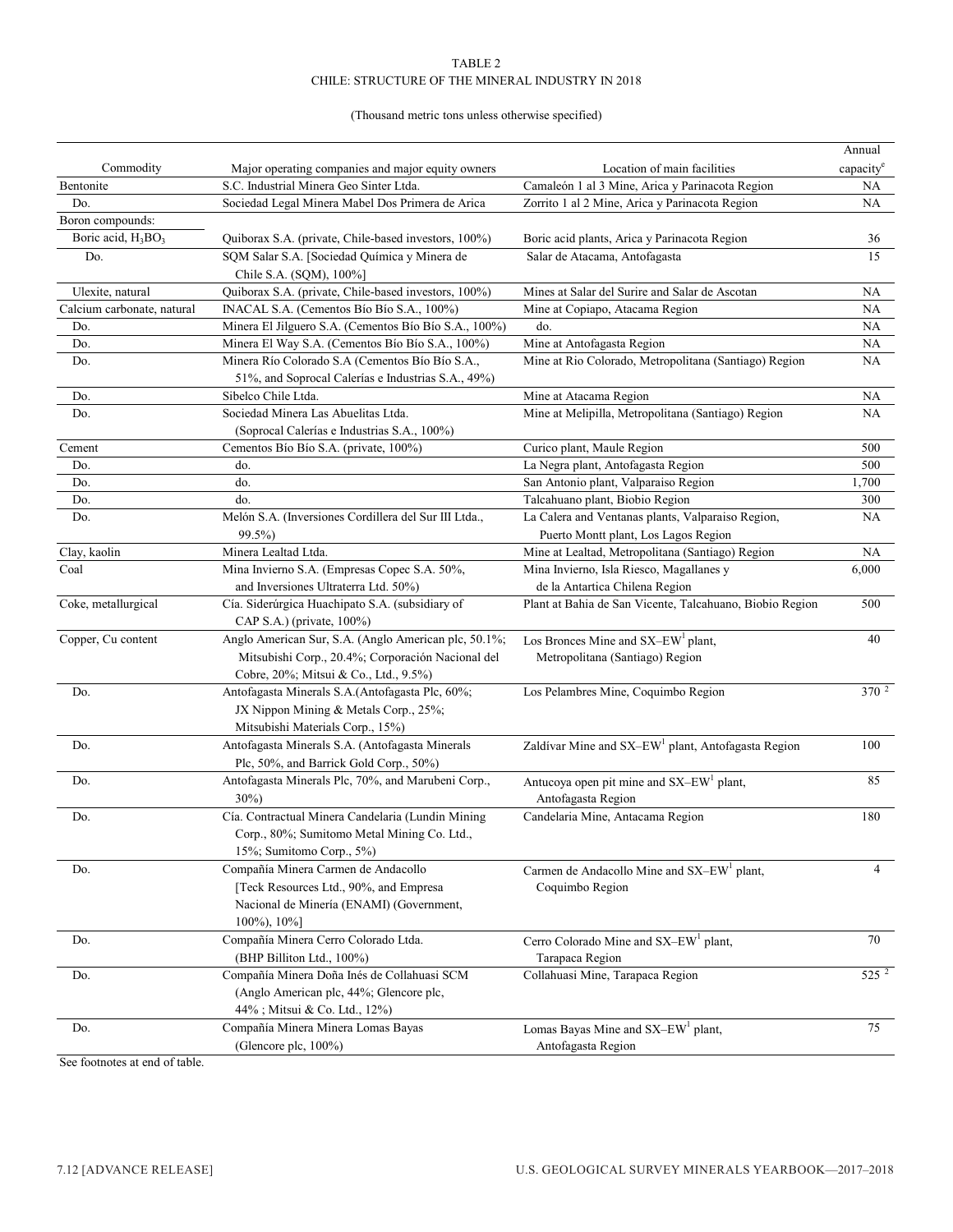TABLE 2
CHILE: STRUCTURE OF THE MINERAL INDUSTRY IN 2018

(Thousand metric tons unless otherwise specified)

| Commodity | Major operating companies and major equity owners | Location of main facilities | Annual capacity[e] |
|---|---|---|---|
| Bentonite | S.C. Industrial Minera Geo Sinter Ltda. | Camaleón 1 al 3 Mine, Arica y Parinacota Region | NA |
| Do. | Sociedad Legal Minera Mabel Dos Primera de Arica | Zorrito 1 al 2 Mine, Arica y Parinacota Region | NA |
| Boron compounds: | | | |
| Boric acid, $H_3BO_3$ | Quiborax S.A. (private, Chile-based investors, 100%) | Boric acid plants, Arica y Parinacota Region | 36 |
| Do. | SQM Salar S.A. [Sociedad Química y Minera de Chile S.A. (SQM), 100%] | Salar de Atacama, Antofagasta | 15 |
| Ulexite, natural | Quiborax S.A. (private, Chile-based investors, 100%) | Mines at Salar del Surire and Salar de Ascotan | NA |
| Calcium carbonate, natural | INACAL S.A. (Cementos Bío Bío S.A., 100%) | Mine at Copiapo, Atacama Region | NA |
| Do. | Minera El Jilguero S.A. (Cementos Bío Bío S.A., 100%) | do. | NA |
| Do. | Minera El Way S.A. (Cementos Bío Bío S.A., 100%) | Mine at Antofagasta Region | NA |
| Do. | Minera Río Colorado S.A (Cementos Bío Bío S.A., 51%, and Soprocal Calerías e Industrias S.A., 49%) | Mine at Rio Colorado, Metropolitana (Santiago) Region | NA |
| Do. | Sibelco Chile Ltda. | Mine at Atacama Region | NA |
| Do. | Sociedad Minera Las Abuelitas Ltda. (Soprocal Calerías e Industrias S.A., 100%) | Mine at Melipilla, Metropolitana (Santiago) Region | NA |
| Cement | Cementos Bío Bío S.A. (private, 100%) | Curico plant, Maule Region | 500 |
| Do. | do. | La Negra plant, Antofagasta Region | 500 |
| Do. | do. | San Antonio plant, Valparaiso Region | 1,700 |
| Do. | do. | Talcahuano plant, Biobio Region | 300 |
| Do. | Melón S.A. (Inversiones Cordillera del Sur III Ltda., 99.5%) | La Calera and Ventanas plants, Valparaiso Region, Puerto Montt plant, Los Lagos Region | NA |
| Clay, kaolin | Minera Lealtad Ltda. | Mine at Lealtad, Metropolitana (Santiago) Region | NA |
| Coal | Mina Invierno S.A. (Empresas Copec S.A. 50%, and Inversiones Ultraterra Ltd. 50%) | Mina Invierno, Isla Riesco, Magallanes y de la Antartica Chilena Region | 6,000 |
| Coke, metallurgical | Cía. Siderúrgica Huachipato S.A. (subsidiary of CAP S.A.) (private, 100%) | Plant at Bahia de San Vicente, Talcahuano, Biobio Region | 500 |
| Copper, Cu content | Anglo American Sur, S.A. (Anglo American plc, 50.1%; Mitsubishi Corp., 20.4%; Corporación Nacional del Cobre, 20%; Mitsui & Co., Ltd., 9.5%) | Los Bronces Mine and SX–EW[1] plant, Metropolitana (Santiago) Region | 40 |
| Do. | Antofagasta Minerals S.A.(Antofagasta Plc, 60%; JX Nippon Mining & Metals Corp., 25%; Mitsubishi Materials Corp., 15%) | Los Pelambres Mine, Coquimbo Region | 370 [2] |
| Do. | Antofagasta Minerals S.A. (Antofagasta Minerals Plc, 50%, and Barrick Gold Corp., 50%) | Zaldívar Mine and SX–EW[1] plant, Antofagasta Region | 100 |
| Do. | Antofagasta Minerals Plc, 70%, and Marubeni Corp., 30%) | Antucoya open pit mine and SX–EW[1] plant, Antofagasta Region | 85 |
| Do. | Cía. Contractual Minera Candelaria (Lundin Mining Corp., 80%; Sumitomo Metal Mining Co. Ltd., 15%; Sumitomo Corp., 5%) | Candelaria Mine, Antacama Region | 180 |
| Do. | Compañía Minera Carmen de Andacollo [Teck Resources Ltd., 90%, and Empresa Nacional de Minería (ENAMI) (Government, 100%), 10%] | Carmen de Andacollo Mine and SX–EW[1] plant, Coquimbo Region | 4 |
| Do. | Compañía Minera Cerro Colorado Ltda. (BHP Billiton Ltd., 100%) | Cerro Colorado Mine and SX–EW[1] plant, Tarapaca Region | 70 |
| Do. | Compañía Minera Doña Inés de Collahuasi SCM (Anglo American plc, 44%; Glencore plc, 44% ; Mitsui & Co. Ltd., 12%) | Collahuasi Mine, Tarapaca Region | 525 [2] |
| Do. | Compañía Minera Minera Lomas Bayas (Glencore plc, 100%) | Lomas Bayas Mine and SX–EW[1] plant, Antofagasta Region | 75 |

See footnotes at end of table.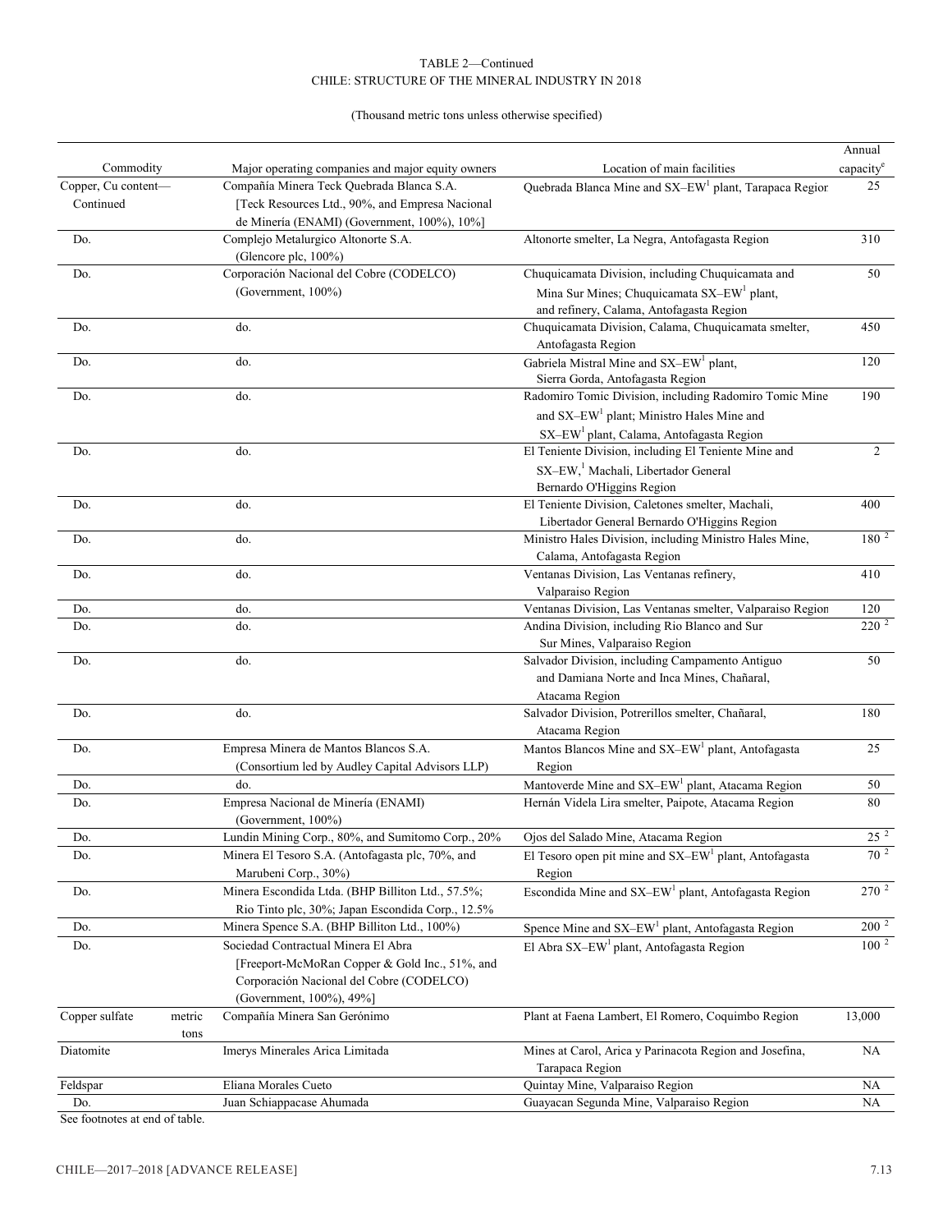TABLE 2—Continued
CHILE: STRUCTURE OF THE MINERAL INDUSTRY IN 2018

(Thousand metric tons unless otherwise specified)

| Commodity | Major operating companies and major equity owners | Location of main facilities | Annual capacity[e] |
|---|---|---|---|
| Copper, Cu content—Continued | Compañía Minera Teck Quebrada Blanca S.A. [Teck Resources Ltd., 90%, and Empresa Nacional de Minería (ENAMI) (Government, 100%), 10%] | Quebrada Blanca Mine and SX–EW[1] plant, Tarapaca Region | 25 |
| Do. | Complejo Metalurgico Altonorte S.A. (Glencore plc, 100%) | Altonorte smelter, La Negra, Antofagasta Region | 310 |
| Do. | Corporación Nacional del Cobre (CODELCO) (Government, 100%) | Chuquicamata Division, including Chuquicamata and Mina Sur Mines; Chuquicamata SX–EW[1] plant, and refinery, Calama, Antofagasta Region | 50 |
| Do. | do. | Chuquicamata Division, Calama, Chuquicamata smelter, Antofagasta Region | 450 |
| Do. | do. | Gabriela Mistral Mine and SX–EW[1] plant, Sierra Gorda, Antofagasta Region | 120 |
| Do. | do. | Radomiro Tomic Division, including Radomiro Tomic Mine and SX–EW[1] plant; Ministro Hales Mine and SX–EW[1] plant, Calama, Antofagasta Region | 190 |
| Do. | do. | El Teniente Division, including El Teniente Mine and SX–EW,[1] Machali, Libertador General Bernardo O'Higgins Region | 2 |
| Do. | do. | El Teniente Division, Caletones smelter, Machali, Libertador General Bernardo O'Higgins Region | 400 |
| Do. | do. | Ministro Hales Division, including Ministro Hales Mine, Calama, Antofagasta Region | 180 [2] |
| Do. | do. | Ventanas Division, Las Ventanas refinery, Valparaiso Region | 410 |
| Do. | do. | Ventanas Division, Las Ventanas smelter, Valparaiso Region | 120 |
| Do. | do. | Andina Division, including Rio Blanco and Sur Sur Mines, Valparaiso Region | 220 [2] |
| Do. | do. | Salvador Division, including Campamento Antiguo and Damiana Norte and Inca Mines, Chañaral, Atacama Region | 50 |
| Do. | do. | Salvador Division, Potrerillos smelter, Chañaral, Atacama Region | 180 |
| Do. | Empresa Minera de Mantos Blancos S.A. (Consortium led by Audley Capital Advisors LLP) | Mantos Blancos Mine and SX–EW[1] plant, Antofagasta Region | 25 |
| Do. | do. | Mantoverde Mine and SX–EW[1] plant, Atacama Region | 50 |
| Do. | Empresa Nacional de Minería (ENAMI) (Government, 100%) | Hernán Videla Lira smelter, Paipote, Atacama Region | 80 |
| Do. | Lundin Mining Corp., 80%, and Sumitomo Corp., 20% | Ojos del Salado Mine, Atacama Region | 25 [2] |
| Do. | Minera El Tesoro S.A. (Antofagasta plc, 70%, and Marubeni Corp., 30%) | El Tesoro open pit mine and SX–EW[1] plant, Antofagasta Region | 70 [2] |
| Do. | Minera Escondida Ltda. (BHP Billiton Ltd., 57.5%; Rio Tinto plc, 30%; Japan Escondida Corp., 12.5% | Escondida Mine and SX–EW[1] plant, Antofagasta Region | 270 [2] |
| Do. | Minera Spence S.A. (BHP Billiton Ltd., 100%) | Spence Mine and SX–EW[1] plant, Antofagasta Region | 200 [2] |
| Do. | Sociedad Contractual Minera El Abra [Freeport-McMoRan Copper & Gold Inc., 51%, and Corporación Nacional del Cobre (CODELCO) (Government, 100%), 49%] | El Abra SX–EW[1] plant, Antofagasta Region | 100 [2] |
| Copper sulfate, metric tons | Compañía Minera San Gerónimo | Plant at Faena Lambert, El Romero, Coquimbo Region | 13,000 |
| Diatomite | Imerys Minerales Arica Limitada | Mines at Carol, Arica y Parinacota Region and Josefina, Tarapaca Region | NA |
| Feldspar | Eliana Morales Cueto | Quintay Mine, Valparaiso Region | NA |
| Do. | Juan Schiappacase Ahumada | Guayacan Segunda Mine, Valparaiso Region | NA |

See footnotes at end of table.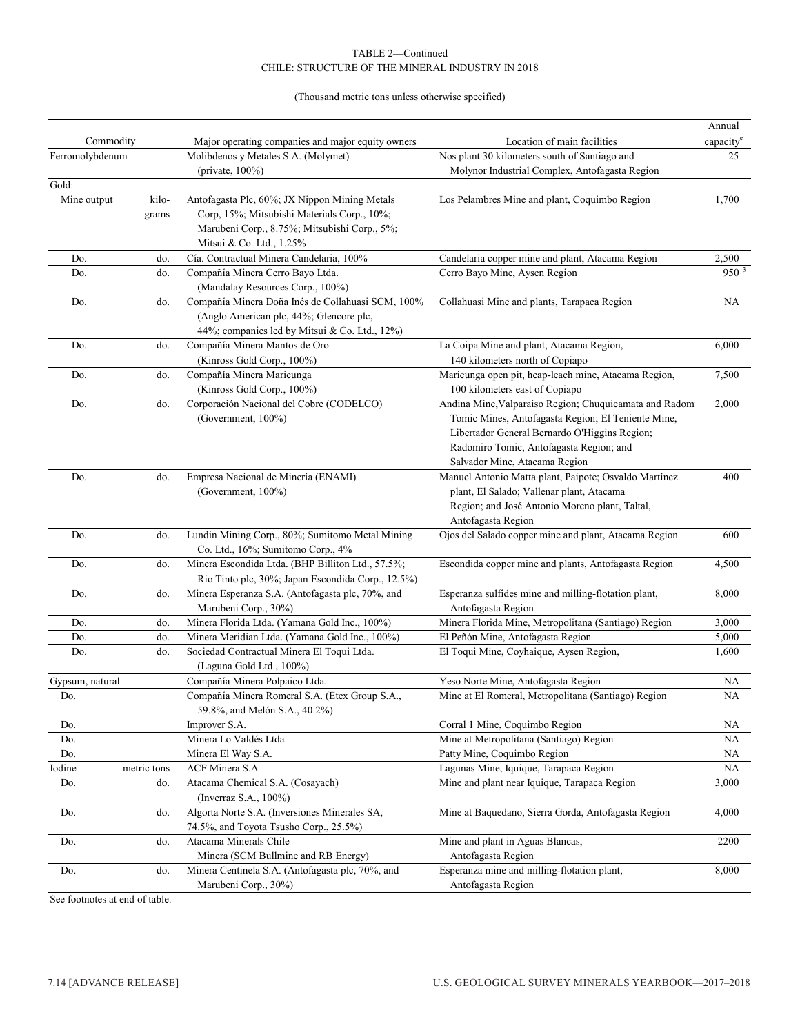TABLE 2—Continued
CHILE: STRUCTURE OF THE MINERAL INDUSTRY IN 2018

(Thousand metric tons unless otherwise specified)

| Commodity | | Major operating companies and major equity owners | Location of main facilities | Annual capacity[e] |
|---|---|---|---|---|
| Ferromolybdenum | | Molibdenos y Metales S.A. (Molymet) (private, 100%) | Nos plant 30 kilometers south of Santiago and Molynor Industrial Complex, Antofagasta Region | 25 |
| Gold: | | | | |
| Mine output | kilo-grams | Antofagasta Plc, 60%; JX Nippon Mining Metals Corp, 15%; Mitsubishi Materials Corp., 10%; Marubeni Corp., 8.75%; Mitsubishi Corp., 5%; Mitsui & Co. Ltd., 1.25% | Los Pelambres Mine and plant, Coquimbo Region | 1,700 |
| Do. | do. | Cía. Contractual Minera Candelaria, 100% | Candelaria copper mine and plant, Atacama Region | 2,500 |
| Do. | do. | Compañía Minera Cerro Bayo Ltda. (Mandalay Resources Corp., 100%) | Cerro Bayo Mine, Aysen Region | 950 [3] |
| Do. | do. | Compañía Minera Doña Inés de Collahuasi SCM, 100% (Anglo American plc, 44%; Glencore plc, 44%; companies led by Mitsui & Co. Ltd., 12%) | Collahuasi Mine and plants, Tarapaca Region | NA |
| Do. | do. | Compañía Minera Mantos de Oro (Kinross Gold Corp., 100%) | La Coipa Mine and plant, Atacama Region, 140 kilometers north of Copiapo | 6,000 |
| Do. | do. | Compañía Minera Maricunga (Kinross Gold Corp., 100%) | Maricunga open pit, heap-leach mine, Atacama Region, 100 kilometers east of Copiapo | 7,500 |
| Do. | do. | Corporación Nacional del Cobre (CODELCO) (Government, 100%) | Andina Mine,Valparaiso Region; Chuquicamata and Radom Tomic Mines, Antofagasta Region; El Teniente Mine, Libertador General Bernardo O'Higgins Region; Radomiro Tomic, Antofagasta Region; and Salvador Mine, Atacama Region | 2,000 |
| Do. | do. | Empresa Nacional de Minería (ENAMI) (Government, 100%) | Manuel Antonio Matta plant, Paipote; Osvaldo Martínez plant, El Salado; Vallenar plant, Atacama Region; and José Antonio Moreno plant, Taltal, Antofagasta Region | 400 |
| Do. | do. | Lundin Mining Corp., 80%; Sumitomo Metal Mining Co. Ltd., 16%; Sumitomo Corp., 4% | Ojos del Salado copper mine and plant, Atacama Region | 600 |
| Do. | do. | Minera Escondida Ltda. (BHP Billiton Ltd., 57.5%; Rio Tinto plc, 30%; Japan Escondida Corp., 12.5%) | Escondida copper mine and plants, Antofagasta Region | 4,500 |
| Do. | do. | Minera Esperanza S.A. (Antofagasta plc, 70%, and Marubeni Corp., 30%) | Esperanza sulfides mine and milling-flotation plant, Antofagasta Region | 8,000 |
| Do. | do. | Minera Florida Ltda. (Yamana Gold Inc., 100%) | Minera Florida Mine, Metropolitana (Santiago) Region | 3,000 |
| Do. | do. | Minera Meridian Ltda. (Yamana Gold Inc., 100%) | El Peñón Mine, Antofagasta Region | 5,000 |
| Do. | do. | Sociedad Contractual Minera El Toqui Ltda. (Laguna Gold Ltd., 100%) | El Toqui Mine, Coyhaique, Aysen Region, | 1,600 |
| Gypsum, natural | | Compañía Minera Polpaico Ltda. | Yeso Norte Mine, Antofagasta Region | NA |
| Do. | | Compañía Minera Romeral S.A. (Etex Group S.A., 59.8%, and Melón S.A., 40.2%) | Mine at El Romeral, Metropolitana (Santiago) Region | NA |
| Do. | | Improver S.A. | Corral 1 Mine, Coquimbo Region | NA |
| Do. | | Minera Lo Valdés Ltda. | Mine at Metropolitana (Santiago) Region | NA |
| Do. | | Minera El Way S.A. | Patty Mine, Coquimbo Region | NA |
| Iodine | metric tons | ACF Minera S.A | Lagunas Mine, Iquique, Tarapaca Region | NA |
| Do. | do. | Atacama Chemical S.A. (Cosayach) (Inverraz S.A., 100%) | Mine and plant near Iquique, Tarapaca Region | 3,000 |
| Do. | do. | Algorta Norte S.A. (Inversiones Minerales SA, 74.5%, and Toyota Tsusho Corp., 25.5%) | Mine at Baquedano, Sierra Gorda, Antofagasta Region | 4,000 |
| Do. | do. | Atacama Minerals Chile Minera (SCM Bullmine and RB Energy) | Mine and plant in Aguas Blancas, Antofagasta Region | 2200 |
| Do. | do. | Minera Centinela S.A. (Antofagasta plc, 70%, and Marubeni Corp., 30%) | Esperanza mine and milling-flotation plant, Antofagasta Region | 8,000 |

See footnotes at end of table.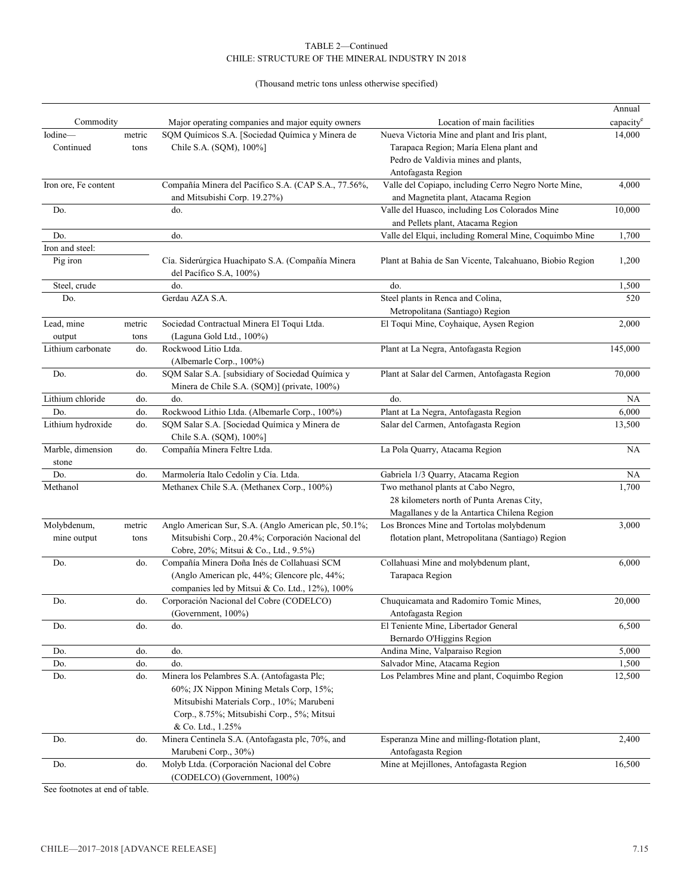TABLE 2—Continued
CHILE: STRUCTURE OF THE MINERAL INDUSTRY IN 2018

(Thousand metric tons unless otherwise specified)

| Commodity | | Major operating companies and major equity owners | Location of main facilities | Annual capacity[e] |
|---|---|---|---|---|
| Iodine—Continued | metric tons | SQM Químicos S.A. [Sociedad Química y Minera de Chile S.A. (SQM), 100%] | Nueva Victoria Mine and plant and Iris plant, Tarapaca Region; María Elena plant and Pedro de Valdivia mines and plants, Antofagasta Region | 14,000 |
| Iron ore, Fe content | | Compañía Minera del Pacífico S.A. (CAP S.A., 77.56%, and Mitsubishi Corp. 19.27%) | Valle del Copiapo, including Cerro Negro Norte Mine, and Magnetita plant, Atacama Region | 4,000 |
| Do. | | do. | Valle del Huasco, including Los Colorados Mine and Pellets plant, Atacama Region | 10,000 |
| Do. | | do. | Valle del Elqui, including Romeral Mine, Coquimbo Mine | 1,700 |
| Iron and steel: | | | | |
| Pig iron | | Cía. Siderúrgica Huachipato S.A. (Compañía Minera del Pacífico S.A, 100%) | Plant at Bahia de San Vicente, Talcahuano, Biobio Region | 1,200 |
| Steel, crude | | do. | do. | 1,500 |
| Do. | | Gerdau AZA S.A. | Steel plants in Renca and Colina, Metropolitana (Santiago) Region | 520 |
| Lead, mine output | metric tons | Sociedad Contractual Minera El Toqui Ltda. (Laguna Gold Ltd., 100%) | El Toqui Mine, Coyhaique, Aysen Region | 2,000 |
| Lithium carbonate | do. | Rockwood Litio Ltda. (Albemarle Corp., 100%) | Plant at La Negra, Antofagasta Region | 145,000 |
| Do. | do. | SQM Salar S.A. [subsidiary of Sociedad Química y Minera de Chile S.A. (SQM)] (private, 100%) | Plant at Salar del Carmen, Antofagasta Region | 70,000 |
| Lithium chloride | do. | do. | do. | NA |
| Do. | do. | Rockwood Lithio Ltda. (Albemarle Corp., 100%) | Plant at La Negra, Antofagasta Region | 6,000 |
| Lithium hydroxide | do. | SQM Salar S.A. [Sociedad Química y Minera de Chile S.A. (SQM), 100%] | Salar del Carmen, Antofagasta Region | 13,500 |
| Marble, dimension stone | do. | Compañía Minera Feltre Ltda. | La Pola Quarry, Atacama Region | NA |
| Do. | do. | Marmolería Italo Cedolin y Cía. Ltda. | Gabriela 1/3 Quarry, Atacama Region | NA |
| Methanol | | Methanex Chile S.A. (Methanex Corp., 100%) | Two methanol plants at Cabo Negro, 28 kilometers north of Punta Arenas City, Magallanes y de la Antartica Chilena Region | 1,700 |
| Molybdenum, mine output | metric tons | Anglo American Sur, S.A. (Anglo American plc, 50.1%; Mitsubishi Corp., 20.4%; Corporación Nacional del Cobre, 20%; Mitsui & Co., Ltd., 9.5%) | Los Bronces Mine and Tortolas molybdenum flotation plant, Metropolitana (Santiago) Region | 3,000 |
| Do. | do. | Compañía Minera Doña Inés de Collahuasi SCM (Anglo American plc, 44%; Glencore plc, 44%; companies led by Mitsui & Co. Ltd., 12%), 100% | Collahuasi Mine and molybdenum plant, Tarapaca Region | 6,000 |
| Do. | do. | Corporación Nacional del Cobre (CODELCO) (Government, 100%) | Chuquicamata and Radomiro Tomic Mines, Antofagasta Region | 20,000 |
| Do. | do. | do. | El Teniente Mine, Libertador General Bernardo O'Higgins Region | 6,500 |
| Do. | do. | do. | Andina Mine, Valparaiso Region | 5,000 |
| Do. | do. | do. | Salvador Mine, Atacama Region | 1,500 |
| Do. | do. | Minera los Pelambres S.A. (Antofagasta Plc; 60%; JX Nippon Mining Metals Corp, 15%; Mitsubishi Materials Corp., 10%; Marubeni Corp., 8.75%; Mitsubishi Corp., 5%; Mitsui & Co. Ltd., 1.25% | Los Pelambres Mine and plant, Coquimbo Region | 12,500 |
| Do. | do. | Minera Centinela S.A. (Antofagasta plc, 70%, and Marubeni Corp., 30%) | Esperanza Mine and milling-flotation plant, Antofagasta Region | 2,400 |
| Do. | do. | Molyb Ltda. (Corporación Nacional del Cobre (CODELCO) (Government, 100%) | Mine at Mejillones, Antofagasta Region | 16,500 |

See footnotes at end of table.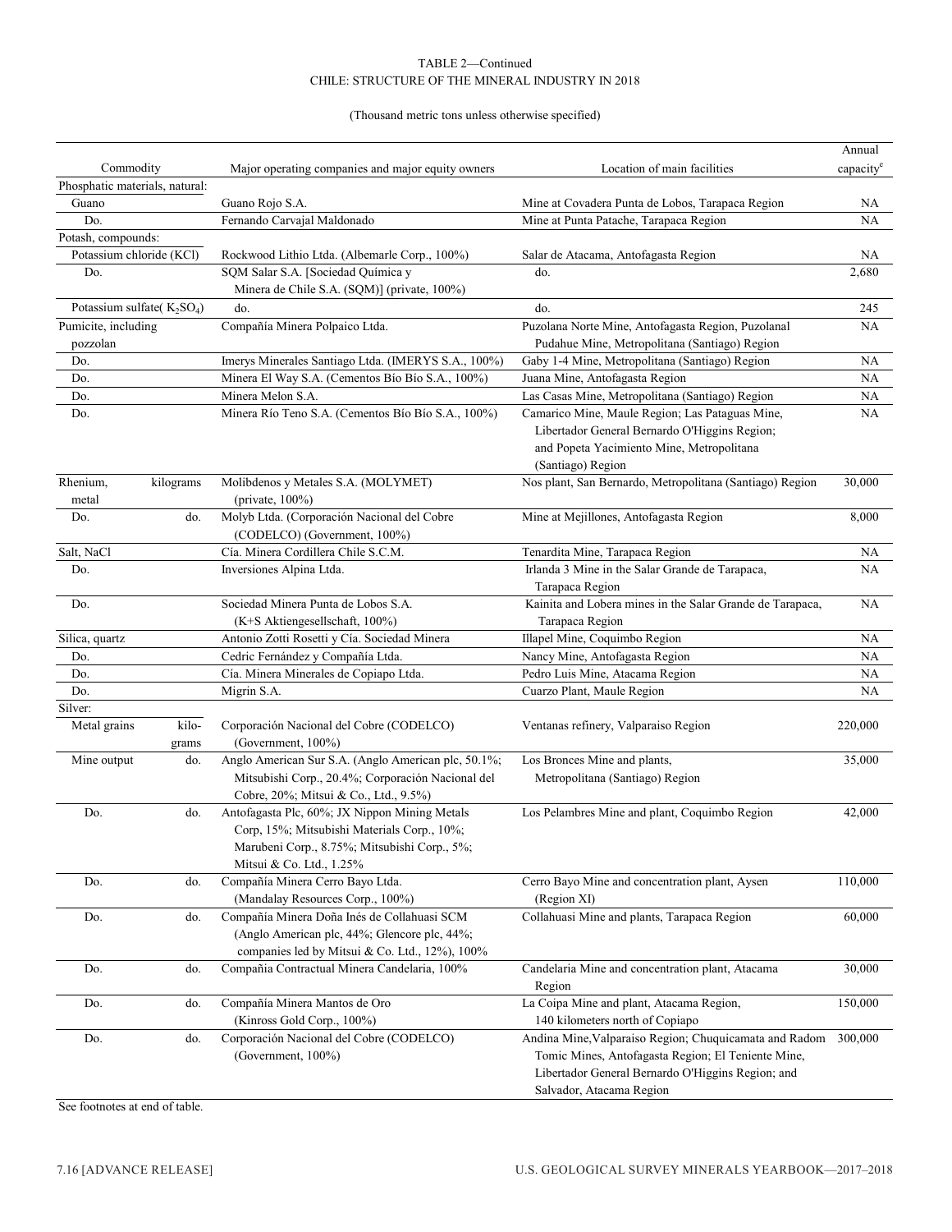TABLE 2—Continued
CHILE: STRUCTURE OF THE MINERAL INDUSTRY IN 2018

(Thousand metric tons unless otherwise specified)

| Commodity | | Major operating companies and major equity owners | Location of main facilities | Annual capacity[e] |
|---|---|---|---|---|
| Phosphatic materials, natural: | | | | |
| Guano | | Guano Rojo S.A. | Mine at Covadera Punta de Lobos, Tarapaca Region | NA |
| Do. | | Fernando Carvajal Maldonado | Mine at Punta Patache, Tarapaca Region | NA |
| Potash, compounds: | | | | |
| Potassium chloride (KCl) | | Rockwood Lithio Ltda. (Albemarle Corp., 100%) | Salar de Atacama, Antofagasta Region | NA |
| Do. | | SQM Salar S.A. [Sociedad Química y Minera de Chile S.A. (SQM)] (private, 100%) | do. | 2,680 |
| Potassium sulfate( $K_2SO_4$) | | do. | do. | 245 |
| Pumicite, including pozzolan | | Compañía Minera Polpaico Ltda. | Puzolana Norte Mine, Antofagasta Region, Puzolanal Pudahue Mine, Metropolitana (Santiago) Region | NA |
| Do. | | Imerys Minerales Santiago Ltda. (IMERYS S.A., 100%) | Gaby 1-4 Mine, Metropolitana (Santiago) Region | NA |
| Do. | | Minera El Way S.A. (Cementos Bío Bío S.A., 100%) | Juana Mine, Antofagasta Region | NA |
| Do. | | Minera Melon S.A. | Las Casas Mine, Metropolitana (Santiago) Region | NA |
| Do. | | Minera Río Teno S.A. (Cementos Bío Bío S.A., 100%) | Camarico Mine, Maule Region; Las Pataguas Mine, Libertador General Bernardo O'Higgins Region; and Popeta Yacimiento Mine, Metropolitana (Santiago) Region | NA |
| Rhenium, metal | kilograms | Molibdenos y Metales S.A. (MOLYMET) (private, 100%) | Nos plant, San Bernardo, Metropolitana (Santiago) Region | 30,000 |
| Do. | do. | Molyb Ltda. (Corporación Nacional del Cobre (CODELCO) (Government, 100%) | Mine at Mejillones, Antofagasta Region | 8,000 |
| Salt, NaCl | | Cía. Minera Cordillera Chile S.C.M. | Tenardita Mine, Tarapaca Region | NA |
| Do. | | Inversiones Alpina Ltda. | Irlanda 3 Mine in the Salar Grande de Tarapaca, Tarapaca Region | NA |
| Do. | | Sociedad Minera Punta de Lobos S.A. (K+S Aktiengesellschaft, 100%) | Kainita and Lobera mines in the Salar Grande de Tarapaca, Tarapaca Region | NA |
| Silica, quartz | | Antonio Zotti Rosetti y Cía. Sociedad Minera | Illapel Mine, Coquimbo Region | NA |
| Do. | | Cedric Fernández y Compañía Ltda. | Nancy Mine, Antofagasta Region | NA |
| Do. | | Cía. Minera Minerales de Copiapo Ltda. | Pedro Luis Mine, Atacama Region | NA |
| Do. | | Migrin S.A. | Cuarzo Plant, Maule Region | NA |
| Silver: | | | | |
| Metal grains | kilograms | Corporación Nacional del Cobre (CODELCO) (Government, 100%) | Ventanas refinery, Valparaiso Region | 220,000 |
| Mine output | do. | Anglo American Sur S.A. (Anglo American plc, 50.1%; Mitsubishi Corp., 20.4%; Corporación Nacional del Cobre, 20%; Mitsui & Co., Ltd., 9.5%) | Los Bronces Mine and plants, Metropolitana (Santiago) Region | 35,000 |
| Do. | do. | Antofagasta Plc, 60%; JX Nippon Mining Metals Corp, 15%; Mitsubishi Materials Corp., 10%; Marubeni Corp., 8.75%; Mitsubishi Corp., 5%; Mitsui & Co. Ltd., 1.25% | Los Pelambres Mine and plant, Coquimbo Region | 42,000 |
| Do. | do. | Compañía Minera Cerro Bayo Ltda. (Mandalay Resources Corp., 100%) | Cerro Bayo Mine and concentration plant, Aysen (Region XI) | 110,000 |
| Do. | do. | Compañía Minera Doña Inés de Collahuasi SCM (Anglo American plc, 44%; Glencore plc, 44%; companies led by Mitsui & Co. Ltd., 12%), 100% | Collahuasi Mine and plants, Tarapaca Region | 60,000 |
| Do. | do. | Compañia Contractual Minera Candelaria, 100% | Candelaria Mine and concentration plant, Atacama Region | 30,000 |
| Do. | do. | Compañía Minera Mantos de Oro (Kinross Gold Corp., 100%) | La Coipa Mine and plant, Atacama Region, 140 kilometers north of Copiapo | 150,000 |
| Do. | do. | Corporación Nacional del Cobre (CODELCO) (Government, 100%) | Andina Mine,Valparaiso Region; Chuquicamata and Radom Tomic Mines, Antofagasta Region; El Teniente Mine, Libertador General Bernardo O'Higgins Region; and Salvador, Atacama Region | 300,000 |

See footnotes at end of table.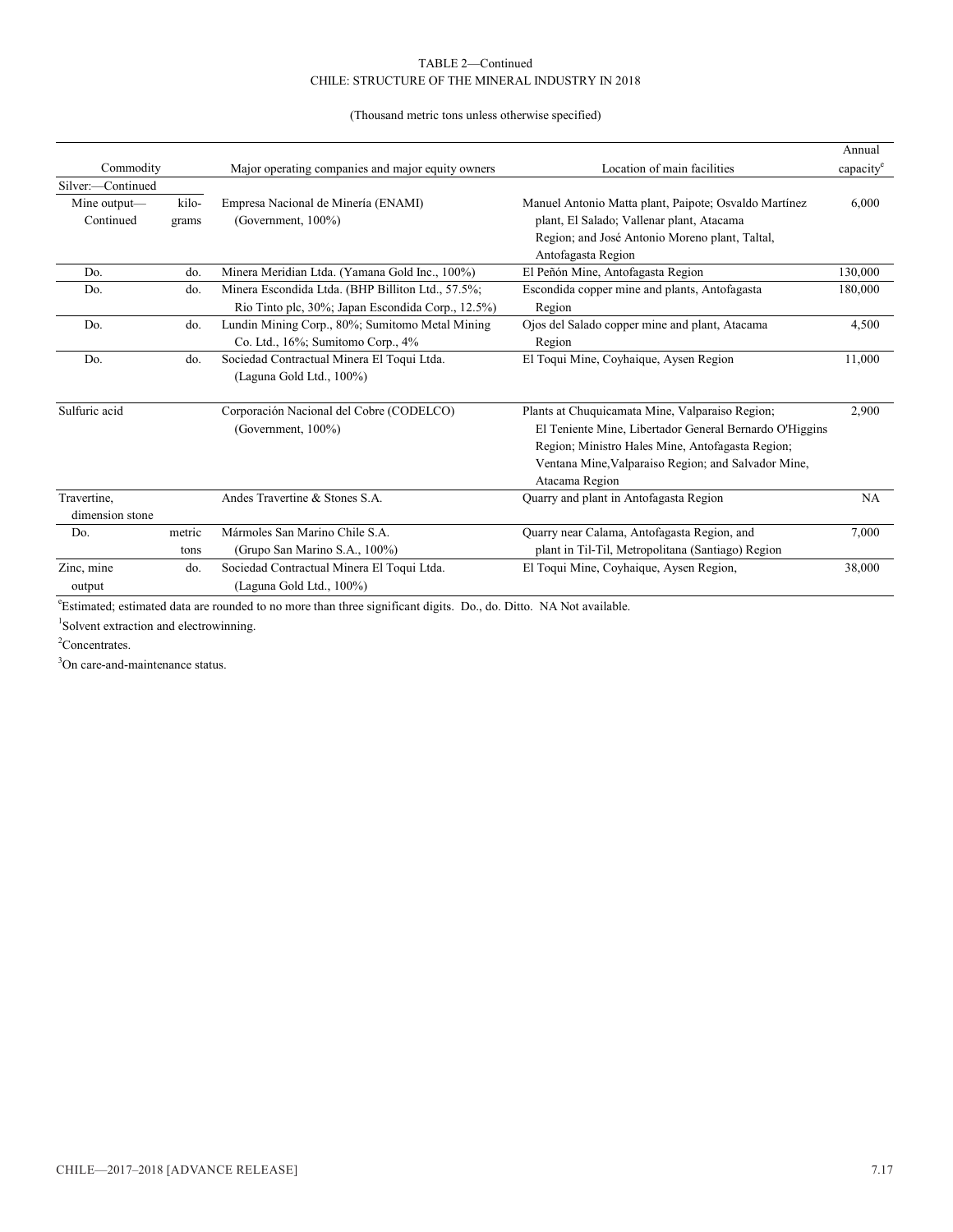TABLE 2—Continued
CHILE: STRUCTURE OF THE MINERAL INDUSTRY IN 2018

(Thousand metric tons unless otherwise specified)

| Commodity | | Major operating companies and major equity owners | Location of main facilities | Annual capacity[e] |
|---|---|---|---|---|
| Silver:—Continued | | | | |
| Mine output—Continued | kilograms | Empresa Nacional de Minería (ENAMI) (Government, 100%) | Manuel Antonio Matta plant, Paipote; Osvaldo Martínez plant, El Salado; Vallenar plant, Atacama Region; and José Antonio Moreno plant, Taltal, Antofagasta Region | 6,000 |
| Do. | do. | Minera Meridian Ltda. (Yamana Gold Inc., 100%) | El Peñón Mine, Antofagasta Region | 130,000 |
| Do. | do. | Minera Escondida Ltda. (BHP Billiton Ltd., 57.5%; Rio Tinto plc, 30%; Japan Escondida Corp., 12.5%) | Escondida copper mine and plants, Antofagasta Region | 180,000 |
| Do. | do. | Lundin Mining Corp., 80%; Sumitomo Metal Mining Co. Ltd., 16%; Sumitomo Corp., 4% | Ojos del Salado copper mine and plant, Atacama Region | 4,500 |
| Do. | do. | Sociedad Contractual Minera El Toqui Ltda. (Laguna Gold Ltd., 100%) | El Toqui Mine, Coyhaique, Aysen Region | 11,000 |
| Sulfuric acid | | Corporación Nacional del Cobre (CODELCO) (Government, 100%) | Plants at Chuquicamata Mine, Valparaiso Region; El Teniente Mine, Libertador General Bernardo O'Higgins Region; Ministro Hales Mine, Antofagasta Region; Ventana Mine,Valparaiso Region; and Salvador Mine, Atacama Region | 2,900 |
| Travertine, dimension stone | | Andes Travertine & Stones S.A. | Quarry and plant in Antofagasta Region | NA |
| Do. | metric tons | Mármoles San Marino Chile S.A. (Grupo San Marino S.A., 100%) | Quarry near Calama, Antofagasta Region, and plant in Til-Til, Metropolitana (Santiago) Region | 7,000 |
| Zinc, mine output | do. | Sociedad Contractual Minera El Toqui Ltda. (Laguna Gold Ltd., 100%) | El Toqui Mine, Coyhaique, Aysen Region, | 38,000 |

[e]Estimated; estimated data are rounded to no more than three significant digits. Do., do. Ditto. NA Not available.

[1]Solvent extraction and electrowinning.

[2]Concentrates.

[3]On care-and-maintenance status.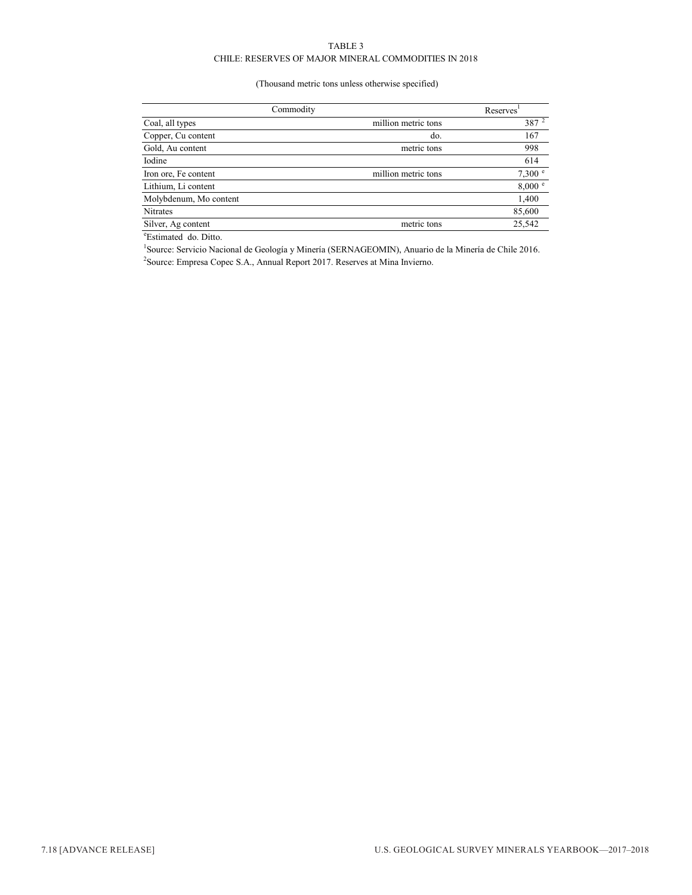TABLE 3

CHILE: RESERVES OF MAJOR MINERAL COMMODITIES IN 2018

(Thousand metric tons unless otherwise specified)

| Commodity | | Reserves[1] |
| --- | --- | --- |
| Coal, all types | million metric tons | 387 [2] |
| Copper, Cu content | do. | 167 |
| Gold, Au content | metric tons | 998 |
| Iodine | | 614 |
| Iron ore, Fe content | million metric tons | 7,300 [e] |
| Lithium, Li content | | 8,000 [e] |
| Molybdenum, Mo content | | 1,400 |
| Nitrates | | 85,600 |
| Silver, Ag content | metric tons | 25,542 |

[e]Estimated do. Ditto.

[1]Source: Servicio Nacional de Geología y Minería (SERNAGEOMIN), Anuario de la Minería de Chile 2016.

[2]Source: Empresa Copec S.A., Annual Report 2017. Reserves at Mina Invierno.